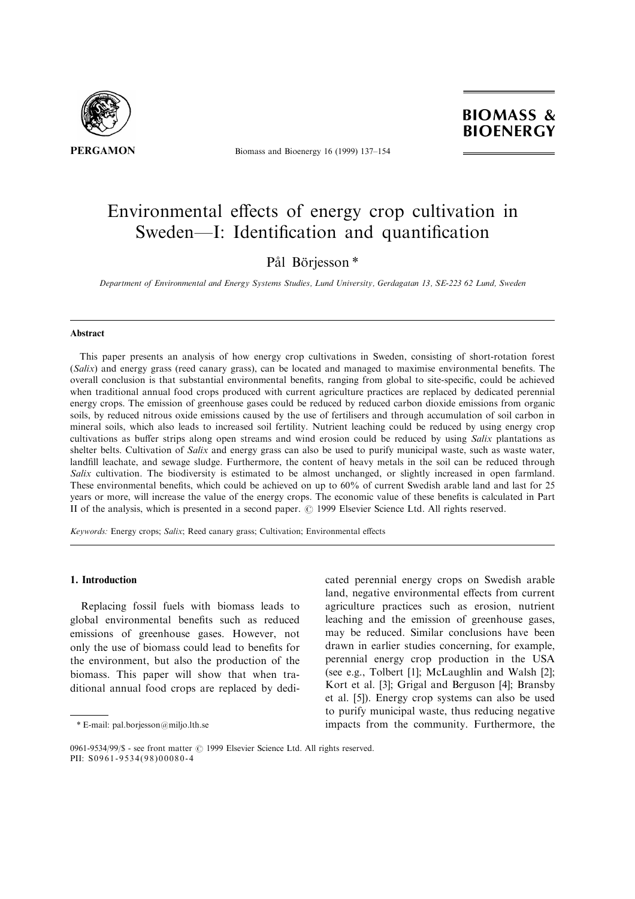# Environmental effects of energy crop cultivation in Sweden—I: Identification and quantification

Pål Börjesson *

*Department of Environmental and Energy Systems Studies, Lund University, Gerdagatan 13, SE-223 62 Lund, Sweden*

## Abstract

This paper presents an analysis of how energy crop cultivations in Sweden, consisting of short-rotation forest (*Salix*) and energy grass (reed canary grass), can be located and managed to maximise environmental benefits. The overall conclusion is that substantial environmental benefits, ranging from global to site-specific, could be achieved when traditional annual food crops produced with current agriculture practices are replaced by dedicated perennial energy crops. The emission of greenhouse gases could be reduced by reduced carbon dioxide emissions from organic soils, by reduced nitrous oxide emissions caused by the use of fertilisers and through accumulation of soil carbon in mineral soils, which also leads to increased soil fertility. Nutrient leaching could be reduced by using energy crop cultivations as buffer strips along open streams and wind erosion could be reduced by using *Salix* plantations as shelter belts. Cultivation of *Salix* and energy grass can also be used to purify municipal waste, such as waste water, landfill leachate, and sewage sludge. Furthermore, the content of heavy metals in the soil can be reduced through *Salix* cultivation. The biodiversity is estimated to be almost unchanged, or slightly increased in open farmland. These environmental benefits, which could be achieved on up to 60% of current Swedish arable land and last for 25 years or more, will increase the value of the energy crops. The economic value of these benefits is calculated in Part II of the analysis, which is presented in a second paper. © 1999 Elsevier Science Ltd. All rights reserved.

*Keywords:* Energy crops; *Salix*; Reed canary grass; Cultivation; Environmental effects

## 1. Introduction

Replacing fossil fuels with biomass leads to global environmental benefits such as reduced emissions of greenhouse gases. However, not only the use of biomass could lead to benefits for the environment, but also the production of the biomass. This paper will show that when traditional annual food crops are replaced by dedicated perennial energy crops on Swedish arable land, negative environmental effects from current agriculture practices such as erosion, nutrient leaching and the emission of greenhouse gases, may be reduced. Similar conclusions have been drawn in earlier studies concerning, for example, perennial energy crop production in the USA (see e.g., Tolbert [1]; McLaughlin and Walsh [2]; Kort et al. [3]; Grigal and Berguson [4]; Bransby et al. [5]). Energy crop systems can also be used to purify municipal waste, thus reducing negative impacts from the community. Furthermore, the

* E-mail: pal.borjesson@miljo.lth.se

0961-9534/99/$ - see front matter © 1999 Elsevier Science Ltd. All rights reserved.
PII: S0961-9534(98)00080-4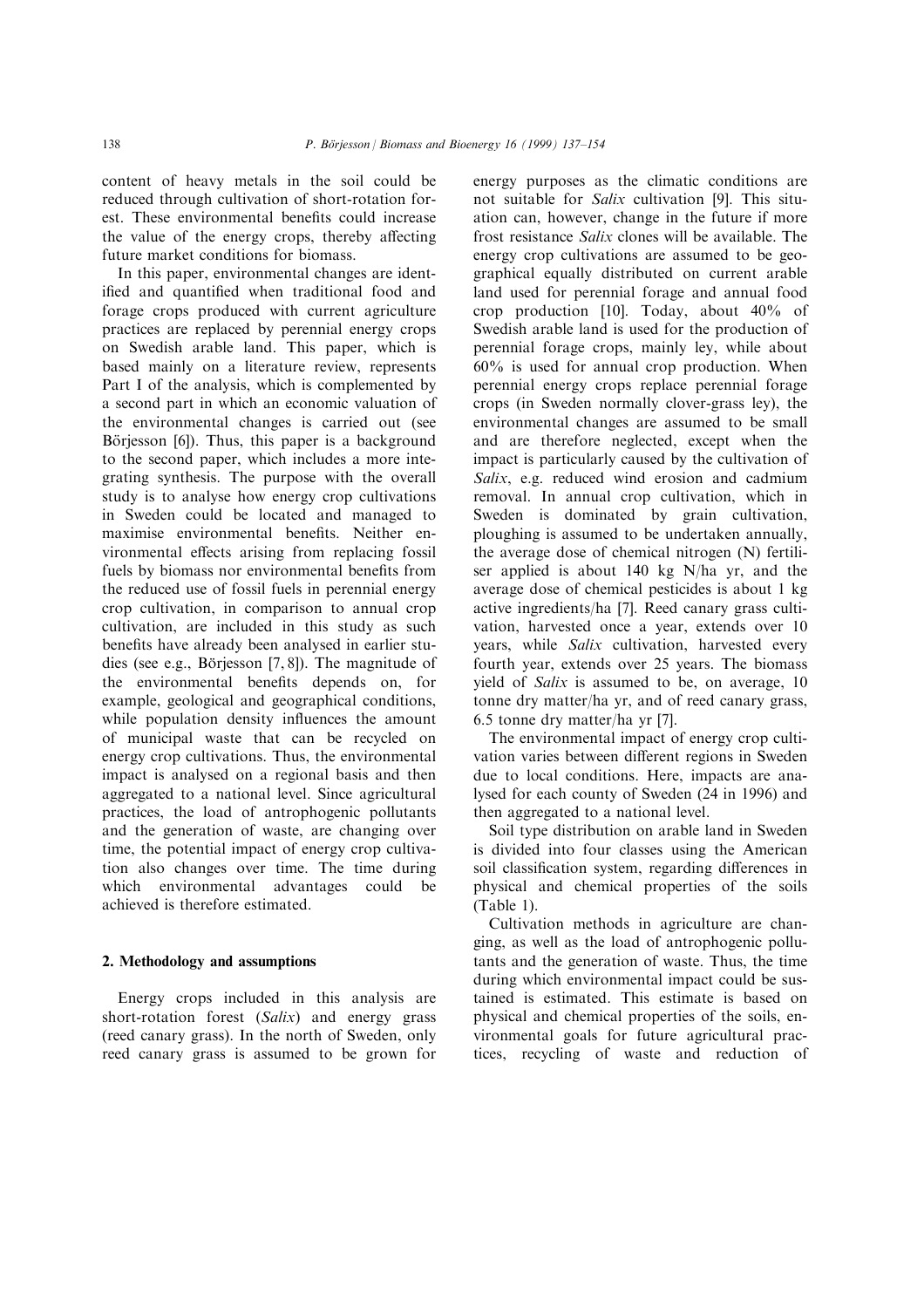content of heavy metals in the soil could be reduced through cultivation of short-rotation forest. These environmental benefits could increase the value of the energy crops, thereby affecting future market conditions for biomass.

In this paper, environmental changes are identified and quantified when traditional food and forage crops produced with current agriculture practices are replaced by perennial energy crops on Swedish arable land. This paper, which is based mainly on a literature review, represents Part I of the analysis, which is complemented by a second part in which an economic valuation of the environmental changes is carried out (see Börjesson [6]). Thus, this paper is a background to the second paper, which includes a more integrating synthesis. The purpose with the overall study is to analyse how energy crop cultivations in Sweden could be located and managed to maximise environmental benefits. Neither environmental effects arising from replacing fossil fuels by biomass nor environmental benefits from the reduced use of fossil fuels in perennial energy crop cultivation, in comparison to annual crop cultivation, are included in this study as such benefits have already been analysed in earlier studies (see e.g., Börjesson [7, 8]). The magnitude of the environmental benefits depends on, for example, geological and geographical conditions, while population density influences the amount of municipal waste that can be recycled on energy crop cultivations. Thus, the environmental impact is analysed on a regional basis and then aggregated to a national level. Since agricultural practices, the load of antrophogenic pollutants and the generation of waste, are changing over time, the potential impact of energy crop cultivation also changes over time. The time during which environmental advantages could be achieved is therefore estimated.

## 2. Methodology and assumptions

Energy crops included in this analysis are short-rotation forest (*Salix*) and energy grass (reed canary grass). In the north of Sweden, only reed canary grass is assumed to be grown for energy purposes as the climatic conditions are not suitable for *Salix* cultivation [9]. This situation can, however, change in the future if more frost resistance *Salix* clones will be available. The energy crop cultivations are assumed to be geographical equally distributed on current arable land used for perennial forage and annual food crop production [10]. Today, about 40% of Swedish arable land is used for the production of perennial forage crops, mainly ley, while about 60% is used for annual crop production. When perennial energy crops replace perennial forage crops (in Sweden normally clover-grass ley), the environmental changes are assumed to be small and are therefore neglected, except when the impact is particularly caused by the cultivation of *Salix*, e.g. reduced wind erosion and cadmium removal. In annual crop cultivation, which in Sweden is dominated by grain cultivation, ploughing is assumed to be undertaken annually, the average dose of chemical nitrogen (N) fertiliser applied is about 140 kg N/ha yr, and the average dose of chemical pesticides is about 1 kg active ingredients/ha [7]. Reed canary grass cultivation, harvested once a year, extends over 10 years, while *Salix* cultivation, harvested every fourth year, extends over 25 years. The biomass yield of *Salix* is assumed to be, on average, 10 tonne dry matter/ha yr, and of reed canary grass, 6.5 tonne dry matter/ha yr [7].

The environmental impact of energy crop cultivation varies between different regions in Sweden due to local conditions. Here, impacts are analysed for each county of Sweden (24 in 1996) and then aggregated to a national level.

Soil type distribution on arable land in Sweden is divided into four classes using the American soil classification system, regarding differences in physical and chemical properties of the soils (Table 1).

Cultivation methods in agriculture are changing, as well as the load of antrophogenic pollutants and the generation of waste. Thus, the time during which environmental impact could be sustained is estimated. This estimate is based on physical and chemical properties of the soils, environmental goals for future agricultural practices, recycling of waste and reduction of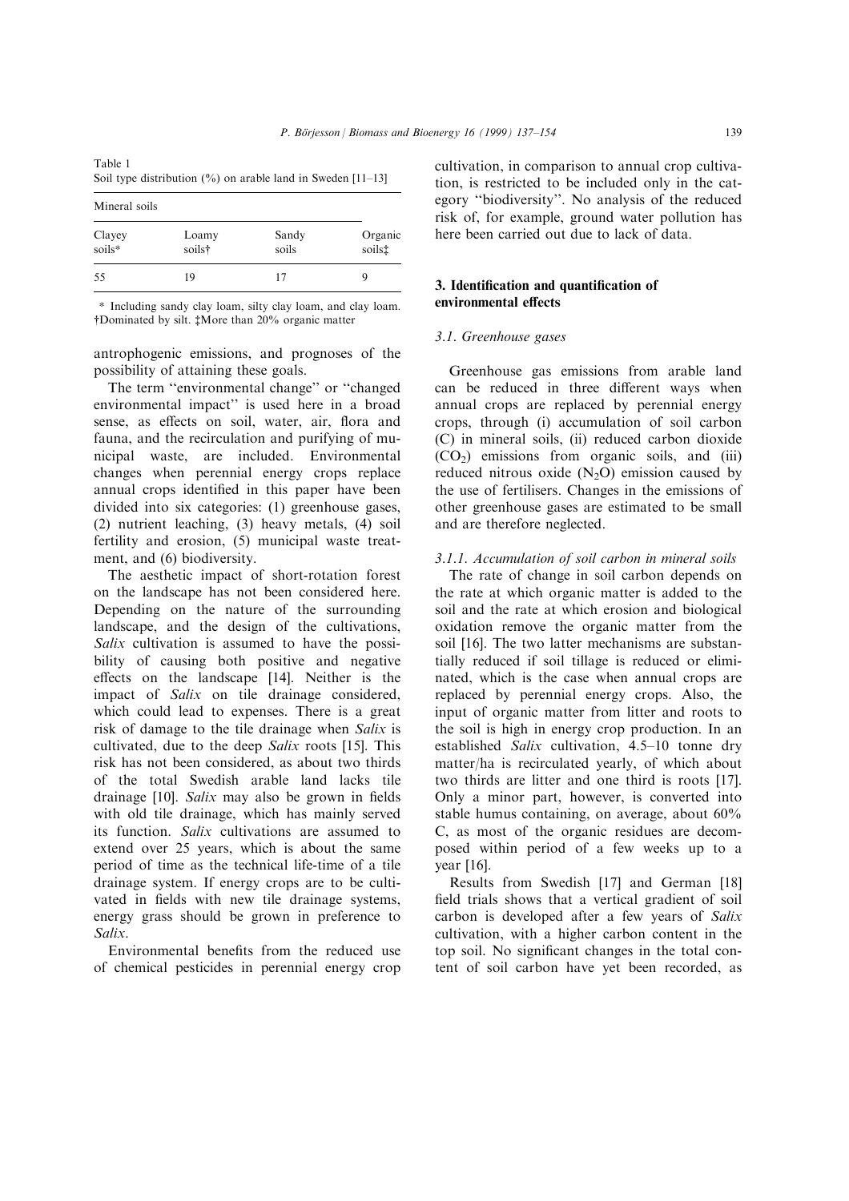Table 1
Soil type distribution (%) on arable land in Sweden [11–13]

| Mineral soils | | | |
|---|---|---|---|
| Clayey soils* | Loamy soils† | Sandy soils | Organic soils‡ |
| 55 | 19 | 17 | 9 |

\* Including sandy clay loam, silty clay loam, and clay loam. †Dominated by silt. ‡More than 20% organic matter

antrophogenic emissions, and prognoses of the possibility of attaining these goals.

The term ''environmental change'' or ''changed environmental impact'' is used here in a broad sense, as effects on soil, water, air, flora and fauna, and the recirculation and purifying of municipal waste, are included. Environmental changes when perennial energy crops replace annual crops identified in this paper have been divided into six categories: (1) greenhouse gases, (2) nutrient leaching, (3) heavy metals, (4) soil fertility and erosion, (5) municipal waste treatment, and (6) biodiversity.

The aesthetic impact of short-rotation forest on the landscape has not been considered here. Depending on the nature of the surrounding landscape, and the design of the cultivations, *Salix* cultivation is assumed to have the possibility of causing both positive and negative effects on the landscape [14]. Neither is the impact of *Salix* on tile drainage considered, which could lead to expenses. There is a great risk of damage to the tile drainage when *Salix* is cultivated, due to the deep *Salix* roots [15]. This risk has not been considered, as about two thirds of the total Swedish arable land lacks tile drainage [10]. *Salix* may also be grown in fields with old tile drainage, which has mainly served its function. *Salix* cultivations are assumed to extend over 25 years, which is about the same period of time as the technical life-time of a tile drainage system. If energy crops are to be cultivated in fields with new tile drainage systems, energy grass should be grown in preference to *Salix*.

Environmental benefits from the reduced use of chemical pesticides in perennial energy crop cultivation, in comparison to annual crop cultivation, is restricted to be included only in the category ''biodiversity''. No analysis of the reduced risk of, for example, ground water pollution has here been carried out due to lack of data.

## 3. Identification and quantification of environmental effects

### 3.1. Greenhouse gases

Greenhouse gas emissions from arable land can be reduced in three different ways when annual crops are replaced by perennial energy crops, through (i) accumulation of soil carbon (C) in mineral soils, (ii) reduced carbon dioxide ($CO_2$) emissions from organic soils, and (iii) reduced nitrous oxide ($N_2O$) emission caused by the use of fertilisers. Changes in the emissions of other greenhouse gases are estimated to be small and are therefore neglected.

#### 3.1.1. Accumulation of soil carbon in mineral soils

The rate of change in soil carbon depends on the rate at which organic matter is added to the soil and the rate at which erosion and biological oxidation remove the organic matter from the soil [16]. The two latter mechanisms are substantially reduced if soil tillage is reduced or eliminated, which is the case when annual crops are replaced by perennial energy crops. Also, the input of organic matter from litter and roots to the soil is high in energy crop production. In an established *Salix* cultivation, 4.5–10 tonne dry matter/ha is recirculated yearly, of which about two thirds are litter and one third is roots [17]. Only a minor part, however, is converted into stable humus containing, on average, about 60% C, as most of the organic residues are decomposed within period of a few weeks up to a year [16].

Results from Swedish [17] and German [18] field trials shows that a vertical gradient of soil carbon is developed after a few years of *Salix* cultivation, with a higher carbon content in the top soil. No significant changes in the total content of soil carbon have yet been recorded, as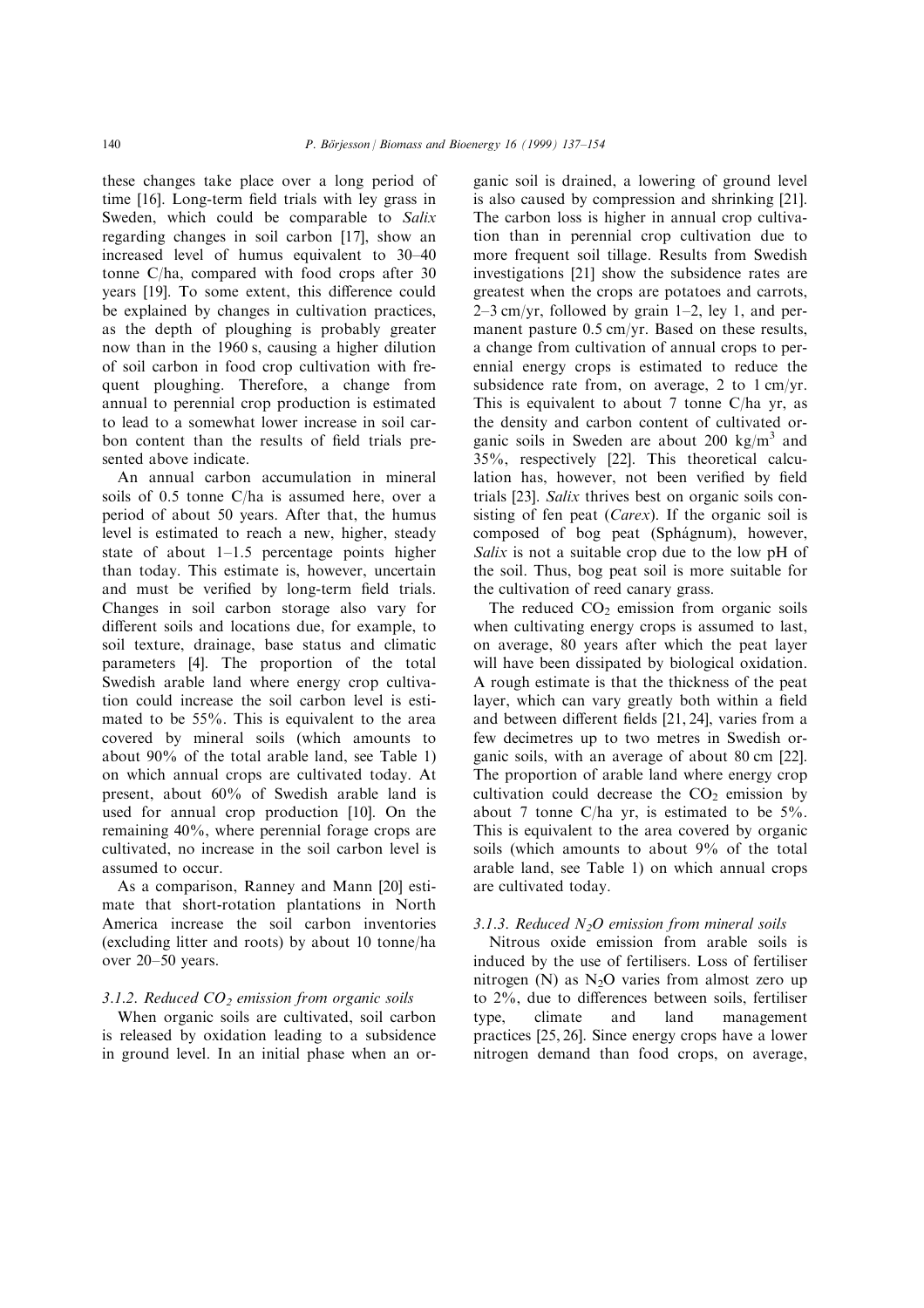these changes take place over a long period of time [16]. Long-term field trials with ley grass in Sweden, which could be comparable to *Salix* regarding changes in soil carbon [17], show an increased level of humus equivalent to 30–40 tonne C/ha, compared with food crops after 30 years [19]. To some extent, this difference could be explained by changes in cultivation practices, as the depth of ploughing is probably greater now than in the 1960 s, causing a higher dilution of soil carbon in food crop cultivation with frequent ploughing. Therefore, a change from annual to perennial crop production is estimated to lead to a somewhat lower increase in soil carbon content than the results of field trials presented above indicate.

An annual carbon accumulation in mineral soils of 0.5 tonne C/ha is assumed here, over a period of about 50 years. After that, the humus level is estimated to reach a new, higher, steady state of about 1–1.5 percentage points higher than today. This estimate is, however, uncertain and must be verified by long-term field trials. Changes in soil carbon storage also vary for different soils and locations due, for example, to soil texture, drainage, base status and climatic parameters [4]. The proportion of the total Swedish arable land where energy crop cultivation could increase the soil carbon level is estimated to be 55%. This is equivalent to the area covered by mineral soils (which amounts to about 90% of the total arable land, see Table 1) on which annual crops are cultivated today. At present, about 60% of Swedish arable land is used for annual crop production [10]. On the remaining 40%, where perennial forage crops are cultivated, no increase in the soil carbon level is assumed to occur.

As a comparison, Ranney and Mann [20] estimate that short-rotation plantations in North America increase the soil carbon inventories (excluding litter and roots) by about 10 tonne/ha over 20–50 years.

#### 3.1.2. Reduced $CO_2$ emission from organic soils

When organic soils are cultivated, soil carbon is released by oxidation leading to a subsidence in ground level. In an initial phase when an organic soil is drained, a lowering of ground level is also caused by compression and shrinking [21]. The carbon loss is higher in annual crop cultivation than in perennial crop cultivation due to more frequent soil tillage. Results from Swedish investigations [21] show the subsidence rates are greatest when the crops are potatoes and carrots, 2–3 cm/yr, followed by grain 1–2, ley 1, and permanent pasture 0.5 cm/yr. Based on these results, a change from cultivation of annual crops to perennial energy crops is estimated to reduce the subsidence rate from, on average, 2 to 1 cm/yr. This is equivalent to about 7 tonne C/ha yr, as the density and carbon content of cultivated organic soils in Sweden are about 200 $kg/m^3$ and 35%, respectively [22]. This theoretical calculation has, however, not been verified by field trials [23]. *Salix* thrives best on organic soils consisting of fen peat (*Carex*). If the organic soil is composed of bog peat (Sphágnum), however, *Salix* is not a suitable crop due to the low pH of the soil. Thus, bog peat soil is more suitable for the cultivation of reed canary grass.

The reduced $CO_2$ emission from organic soils when cultivating energy crops is assumed to last, on average, 80 years after which the peat layer will have been dissipated by biological oxidation. A rough estimate is that the thickness of the peat layer, which can vary greatly both within a field and between different fields [21, 24], varies from a few decimetres up to two metres in Swedish organic soils, with an average of about 80 cm [22]. The proportion of arable land where energy crop cultivation could decrease the $CO_2$ emission by about 7 tonne C/ha yr, is estimated to be 5%. This is equivalent to the area covered by organic soils (which amounts to about 9% of the total arable land, see Table 1) on which annual crops are cultivated today.

#### 3.1.3. Reduced $N_2O$ emission from mineral soils

Nitrous oxide emission from arable soils is induced by the use of fertilisers. Loss of fertiliser nitrogen (N) as $N_2O$ varies from almost zero up to 2%, due to differences between soils, fertiliser type, climate and land management practices [25, 26]. Since energy crops have a lower nitrogen demand than food crops, on average,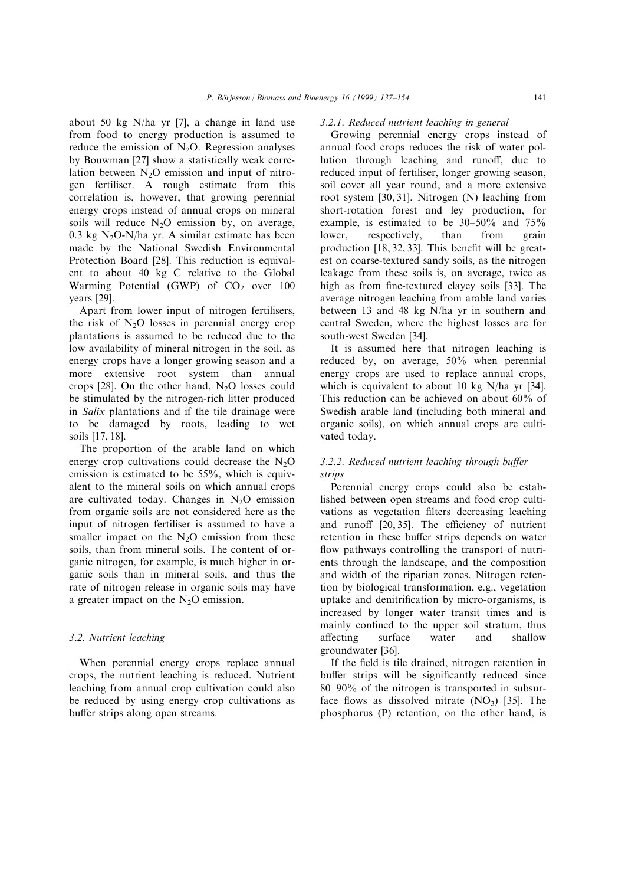about 50 kg N/ha yr [7], a change in land use from food to energy production is assumed to reduce the emission of $N_2O$. Regression analyses by Bouwman [27] show a statistically weak correlation between $N_2O$ emission and input of nitrogen fertiliser. A rough estimate from this correlation is, however, that growing perennial energy crops instead of annual crops on mineral soils will reduce $N_2O$ emission by, on average, 0.3 kg $N_2O$-N/ha yr. A similar estimate has been made by the National Swedish Environmental Protection Board [28]. This reduction is equivalent to about 40 kg C relative to the Global Warming Potential (GWP) of $CO_2$ over 100 years [29].

Apart from lower input of nitrogen fertilisers, the risk of $N_2O$ losses in perennial energy crop plantations is assumed to be reduced due to the low availability of mineral nitrogen in the soil, as energy crops have a longer growing season and a more extensive root system than annual crops [28]. On the other hand, $N_2O$ losses could be stimulated by the nitrogen-rich litter produced in *Salix* plantations and if the tile drainage were to be damaged by roots, leading to wet soils [17, 18].

The proportion of the arable land on which energy crop cultivations could decrease the $N_2O$ emission is estimated to be 55%, which is equivalent to the mineral soils on which annual crops are cultivated today. Changes in $N_2O$ emission from organic soils are not considered here as the input of nitrogen fertiliser is assumed to have a smaller impact on the $N_2O$ emission from these soils, than from mineral soils. The content of organic nitrogen, for example, is much higher in organic soils than in mineral soils, and thus the rate of nitrogen release in organic soils may have a greater impact on the $N_2O$ emission.

### 3.2. Nutrient leaching

When perennial energy crops replace annual crops, the nutrient leaching is reduced. Nutrient leaching from annual crop cultivation could also be reduced by using energy crop cultivations as buffer strips along open streams.

#### 3.2.1. Reduced nutrient leaching in general

Growing perennial energy crops instead of annual food crops reduces the risk of water pollution through leaching and runoff, due to reduced input of fertiliser, longer growing season, soil cover all year round, and a more extensive root system [30, 31]. Nitrogen (N) leaching from short-rotation forest and ley production, for example, is estimated to be 30–50% and 75% lower, respectively, than from grain production [18, 32, 33]. This benefit will be greatest on coarse-textured sandy soils, as the nitrogen leakage from these soils is, on average, twice as high as from fine-textured clayey soils [33]. The average nitrogen leaching from arable land varies between 13 and 48 kg N/ha yr in southern and central Sweden, where the highest losses are for south-west Sweden [34].

It is assumed here that nitrogen leaching is reduced by, on average, 50% when perennial energy crops are used to replace annual crops, which is equivalent to about 10 kg N/ha yr [34]. This reduction can be achieved on about 60% of Swedish arable land (including both mineral and organic soils), on which annual crops are cultivated today.

#### 3.2.2. Reduced nutrient leaching through buffer strips

Perennial energy crops could also be established between open streams and food crop cultivations as vegetation filters decreasing leaching and runoff [20, 35]. The efficiency of nutrient retention in these buffer strips depends on water flow pathways controlling the transport of nutrients through the landscape, and the composition and width of the riparian zones. Nitrogen retention by biological transformation, e.g., vegetation uptake and denitrification by micro-organisms, is increased by longer water transit times and is mainly confined to the upper soil stratum, thus affecting surface water and shallow groundwater [36].

If the field is tile drained, nitrogen retention in buffer strips will be significantly reduced since 80–90% of the nitrogen is transported in subsurface flows as dissolved nitrate ($NO_3$) [35]. The phosphorus (P) retention, on the other hand, is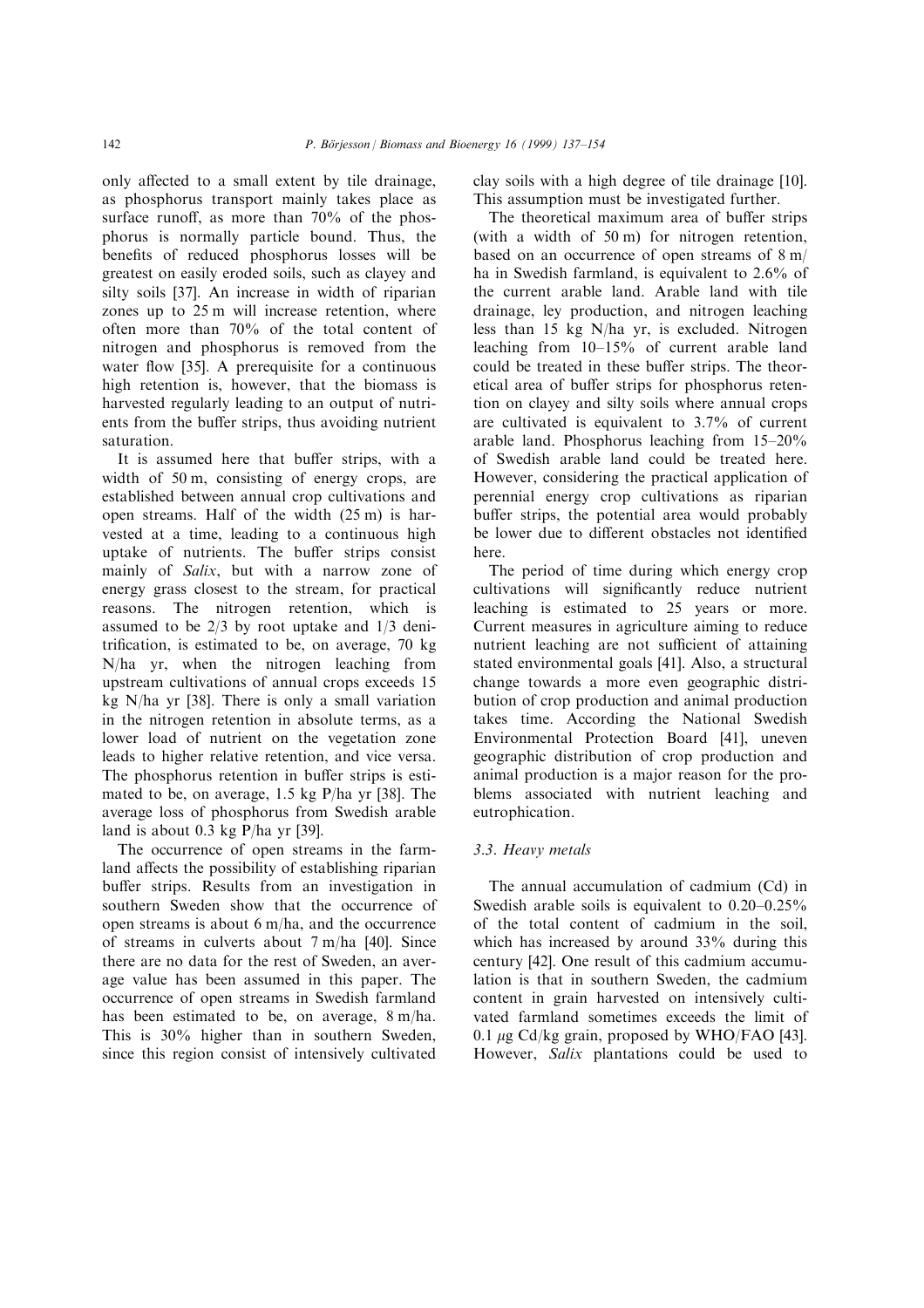only affected to a small extent by tile drainage, as phosphorus transport mainly takes place as surface runoff, as more than 70% of the phosphorus is normally particle bound. Thus, the benefits of reduced phosphorus losses will be greatest on easily eroded soils, such as clayey and silty soils [37]. An increase in width of riparian zones up to 25 m will increase retention, where often more than 70% of the total content of nitrogen and phosphorus is removed from the water flow [35]. A prerequisite for a continuous high retention is, however, that the biomass is harvested regularly leading to an output of nutrients from the buffer strips, thus avoiding nutrient saturation.

It is assumed here that buffer strips, with a width of 50 m, consisting of energy crops, are established between annual crop cultivations and open streams. Half of the width (25 m) is harvested at a time, leading to a continuous high uptake of nutrients. The buffer strips consist mainly of *Salix*, but with a narrow zone of energy grass closest to the stream, for practical reasons. The nitrogen retention, which is assumed to be 2/3 by root uptake and 1/3 denitrification, is estimated to be, on average, 70 kg N/ha yr, when the nitrogen leaching from upstream cultivations of annual crops exceeds 15 kg N/ha yr [38]. There is only a small variation in the nitrogen retention in absolute terms, as a lower load of nutrient on the vegetation zone leads to higher relative retention, and vice versa. The phosphorus retention in buffer strips is estimated to be, on average, 1.5 kg P/ha yr [38]. The average loss of phosphorus from Swedish arable land is about 0.3 kg P/ha yr [39].

The occurrence of open streams in the farmland affects the possibility of establishing riparian buffer strips. Results from an investigation in southern Sweden show that the occurrence of open streams is about 6 m/ha, and the occurrence of streams in culverts about 7 m/ha [40]. Since there are no data for the rest of Sweden, an average value has been assumed in this paper. The occurrence of open streams in Swedish farmland has been estimated to be, on average, 8 m/ha. This is 30% higher than in southern Sweden, since this region consist of intensively cultivated clay soils with a high degree of tile drainage [10]. This assumption must be investigated further.

The theoretical maximum area of buffer strips (with a width of 50 m) for nitrogen retention, based on an occurrence of open streams of 8 m/ha in Swedish farmland, is equivalent to 2.6% of the current arable land. Arable land with tile drainage, ley production, and nitrogen leaching less than 15 kg N/ha yr, is excluded. Nitrogen leaching from 10–15% of current arable land could be treated in these buffer strips. The theoretical area of buffer strips for phosphorus retention on clayey and silty soils where annual crops are cultivated is equivalent to 3.7% of current arable land. Phosphorus leaching from 15–20% of Swedish arable land could be treated here. However, considering the practical application of perennial energy crop cultivations as riparian buffer strips, the potential area would probably be lower due to different obstacles not identified here.

The period of time during which energy crop cultivations will significantly reduce nutrient leaching is estimated to 25 years or more. Current measures in agriculture aiming to reduce nutrient leaching are not sufficient of attaining stated environmental goals [41]. Also, a structural change towards a more even geographic distribution of crop production and animal production takes time. According the National Swedish Environmental Protection Board [41], uneven geographic distribution of crop production and animal production is a major reason for the problems associated with nutrient leaching and eutrophication.

### 3.3. Heavy metals

The annual accumulation of cadmium (Cd) in Swedish arable soils is equivalent to 0.20–0.25% of the total content of cadmium in the soil, which has increased by around 33% during this century [42]. One result of this cadmium accumulation is that in southern Sweden, the cadmium content in grain harvested on intensively cultivated farmland sometimes exceeds the limit of 0.1 $\mu$g Cd/kg grain, proposed by WHO/FAO [43]. However, *Salix* plantations could be used to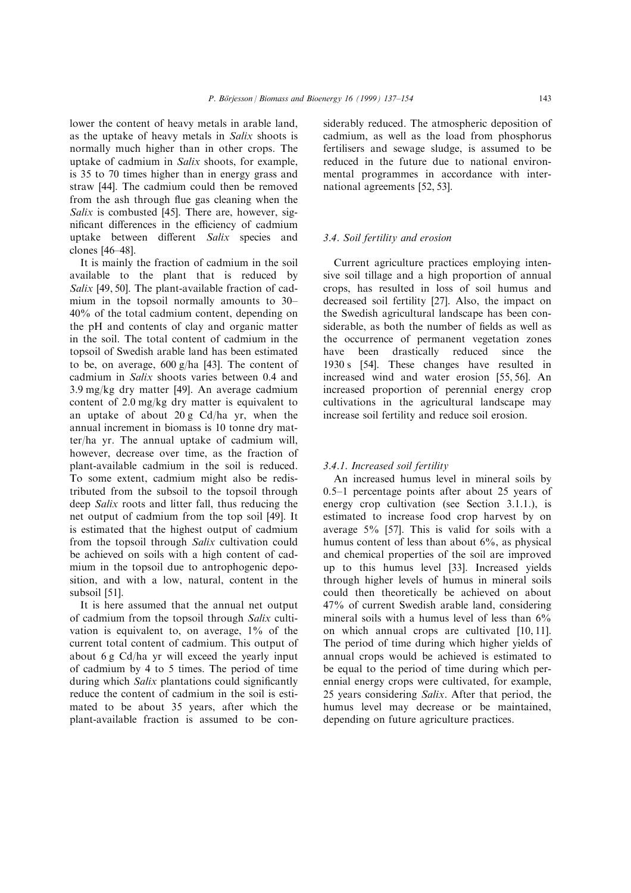lower the content of heavy metals in arable land, as the uptake of heavy metals in *Salix* shoots is normally much higher than in other crops. The uptake of cadmium in *Salix* shoots, for example, is 35 to 70 times higher than in energy grass and straw [44]. The cadmium could then be removed from the ash through flue gas cleaning when the *Salix* is combusted [45]. There are, however, significant differences in the efficiency of cadmium uptake between different *Salix* species and clones [46–48].

It is mainly the fraction of cadmium in the soil available to the plant that is reduced by *Salix* [49, 50]. The plant-available fraction of cadmium in the topsoil normally amounts to 30–40% of the total cadmium content, depending on the pH and contents of clay and organic matter in the soil. The total content of cadmium in the topsoil of Swedish arable land has been estimated to be, on average, 600 g/ha [43]. The content of cadmium in *Salix* shoots varies between 0.4 and 3.9 mg/kg dry matter [49]. An average cadmium content of 2.0 mg/kg dry matter is equivalent to an uptake of about 20 g Cd/ha yr, when the annual increment in biomass is 10 tonne dry matter/ha yr. The annual uptake of cadmium will, however, decrease over time, as the fraction of plant-available cadmium in the soil is reduced. To some extent, cadmium might also be redistributed from the subsoil to the topsoil through deep *Salix* roots and litter fall, thus reducing the net output of cadmium from the top soil [49]. It is estimated that the highest output of cadmium from the topsoil through *Salix* cultivation could be achieved on soils with a high content of cadmium in the topsoil due to antrophogenic deposition, and with a low, natural, content in the subsoil [51].

It is here assumed that the annual net output of cadmium from the topsoil through *Salix* cultivation is equivalent to, on average, 1% of the current total content of cadmium. This output of about 6 g Cd/ha yr will exceed the yearly input of cadmium by 4 to 5 times. The period of time during which *Salix* plantations could significantly reduce the content of cadmium in the soil is estimated to be about 35 years, after which the plant-available fraction is assumed to be considerably reduced. The atmospheric deposition of cadmium, as well as the load from phosphorus fertilisers and sewage sludge, is assumed to be reduced in the future due to national environmental programmes in accordance with international agreements [52, 53].

### 3.4. Soil fertility and erosion

Current agriculture practices employing intensive soil tillage and a high proportion of annual crops, has resulted in loss of soil humus and decreased soil fertility [27]. Also, the impact on the Swedish agricultural landscape has been considerable, as both the number of fields as well as the occurrence of permanent vegetation zones have been drastically reduced since the 1930 s [54]. These changes have resulted in increased wind and water erosion [55, 56]. An increased proportion of perennial energy crop cultivations in the agricultural landscape may increase soil fertility and reduce soil erosion.

#### 3.4.1. Increased soil fertility

An increased humus level in mineral soils by 0.5–1 percentage points after about 25 years of energy crop cultivation (see Section 3.1.1.), is estimated to increase food crop harvest by on average 5% [57]. This is valid for soils with a humus content of less than about 6%, as physical and chemical properties of the soil are improved up to this humus level [33]. Increased yields through higher levels of humus in mineral soils could then theoretically be achieved on about 47% of current Swedish arable land, considering mineral soils with a humus level of less than 6% on which annual crops are cultivated [10, 11]. The period of time during which higher yields of annual crops would be achieved is estimated to be equal to the period of time during which perennial energy crops were cultivated, for example, 25 years considering *Salix*. After that period, the humus level may decrease or be maintained, depending on future agriculture practices.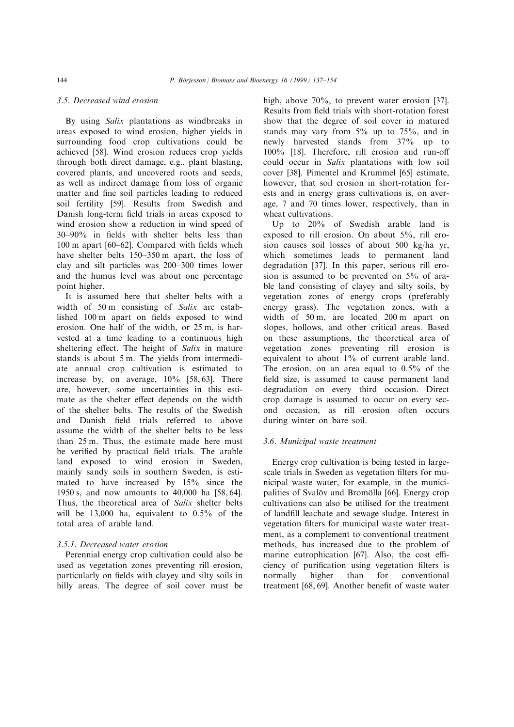### 3.5. Decreased wind erosion

By using *Salix* plantations as windbreaks in areas exposed to wind erosion, higher yields in surrounding food crop cultivations could be achieved [58]. Wind erosion reduces crop yields through both direct damage, e.g., plant blasting, covered plants, and uncovered roots and seeds, as well as indirect damage from loss of organic matter and fine soil particles leading to reduced soil fertility [59]. Results from Swedish and Danish long-term field trials in areas exposed to wind erosion show a reduction in wind speed of 30–90% in fields with shelter belts less than 100 m apart [60–62]. Compared with fields which have shelter belts 150–350 m apart, the loss of clay and silt particles was 200–300 times lower and the humus level was about one percentage point higher.

It is assumed here that shelter belts with a width of 50 m consisting of *Salix* are established 100 m apart on fields exposed to wind erosion. One half of the width, or 25 m, is harvested at a time leading to a continuous high sheltering effect. The height of *Salix* in mature stands is about 5 m. The yields from intermediate annual crop cultivation is estimated to increase by, on average, 10% [58, 63]. There are, however, some uncertainties in this estimate as the shelter effect depends on the width of the shelter belts. The results of the Swedish and Danish field trials referred to above assume the width of the shelter belts to be less than 25 m. Thus, the estimate made here must be verified by practical field trials. The arable land exposed to wind erosion in Sweden, mainly sandy soils in southern Sweden, is estimated to have increased by 15% since the 1950 s, and now amounts to 40,000 ha [58, 64]. Thus, the theoretical area of *Salix* shelter belts will be 13,000 ha, equivalent to 0.5% of the total area of arable land.

#### 3.5.1. Decreased water erosion

Perennial energy crop cultivation could also be used as vegetation zones preventing rill erosion, particularly on fields with clayey and silty soils in hilly areas. The degree of soil cover must be high, above 70%, to prevent water erosion [37]. Results from field trials with short-rotation forest show that the degree of soil cover in matured stands may vary from 5% up to 75%, and in newly harvested stands from 37% up to 100% [18]. Therefore, rill erosion and run-off could occur in *Salix* plantations with low soil cover [38]. Pimentel and Krummel [65] estimate, however, that soil erosion in short-rotation forests and in energy grass cultivations is, on average, 7 and 70 times lower, respectively, than in wheat cultivations.

Up to 20% of Swedish arable land is exposed to rill erosion. On about 5%, rill erosion causes soil losses of about 500 kg/ha yr, which sometimes leads to permanent land degradation [37]. In this paper, serious rill erosion is assumed to be prevented on 5% of arable land consisting of clayey and silty soils, by vegetation zones of energy crops (preferably energy grass). The vegetation zones, with a width of 50 m, are located 200 m apart on slopes, hollows, and other critical areas. Based on these assumptions, the theoretical area of vegetation zones preventing rill erosion is equivalent to about 1% of current arable land. The erosion, on an area equal to 0.5% of the field size, is assumed to cause permanent land degradation on every third occasion. Direct crop damage is assumed to occur on every second occasion, as rill erosion often occurs during winter on bare soil.

### 3.6. Municipal waste treatment

Energy crop cultivation is being tested in large-scale trials in Sweden as vegetation filters for municipal waste water, for example, in the municipalities of Svalöv and Bromölla [66]. Energy crop cultivations can also be utilised for the treatment of landfill leachate and sewage sludge. Interest in vegetation filters for municipal waste water treatment, as a complement to conventional treatment methods, has increased due to the problem of marine eutrophication [67]. Also, the cost efficiency of purification using vegetation filters is normally higher than for conventional treatment [68, 69]. Another benefit of waste water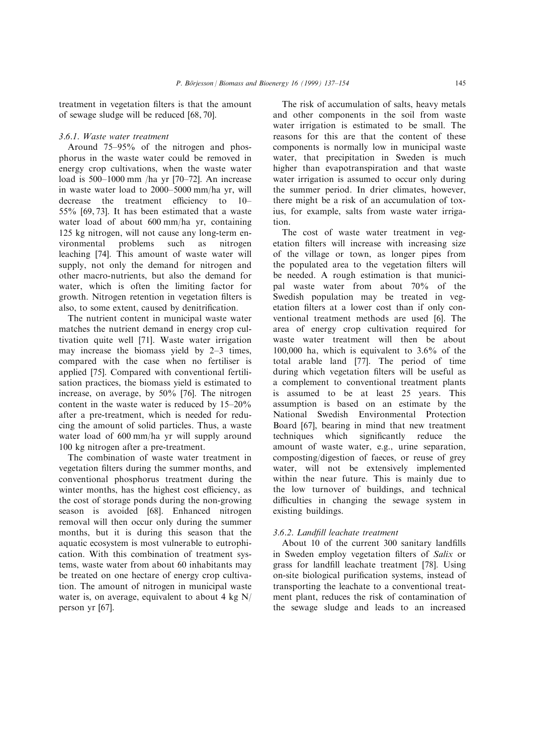treatment in vegetation filters is that the amount of sewage sludge will be reduced [68, 70].

### 3.6.1. Waste water treatment

Around 75–95% of the nitrogen and phosphorus in the waste water could be removed in energy crop cultivations, when the waste water load is 500–1000 mm /ha yr [70–72]. An increase in waste water load to 2000–5000 mm/ha yr, will decrease the treatment efficiency to 10–55% [69, 73]. It has been estimated that a waste water load of about 600 mm/ha yr, containing 125 kg nitrogen, will not cause any long-term environmental problems such as nitrogen leaching [74]. This amount of waste water will supply, not only the demand for nitrogen and other macro-nutrients, but also the demand for water, which is often the limiting factor for growth. Nitrogen retention in vegetation filters is also, to some extent, caused by denitrification.

The nutrient content in municipal waste water matches the nutrient demand in energy crop cultivation quite well [71]. Waste water irrigation may increase the biomass yield by 2–3 times, compared with the case when no fertiliser is applied [75]. Compared with conventional fertilisation practices, the biomass yield is estimated to increase, on average, by 50% [76]. The nitrogen content in the waste water is reduced by 15–20% after a pre-treatment, which is needed for reducing the amount of solid particles. Thus, a waste water load of 600 mm/ha yr will supply around 100 kg nitrogen after a pre-treatment.

The combination of waste water treatment in vegetation filters during the summer months, and conventional phosphorus treatment during the winter months, has the highest cost efficiency, as the cost of storage ponds during the non-growing season is avoided [68]. Enhanced nitrogen removal will then occur only during the summer months, but it is during this season that the aquatic ecosystem is most vulnerable to eutrophication. With this combination of treatment systems, waste water from about 60 inhabitants may be treated on one hectare of energy crop cultivation. The amount of nitrogen in municipal waste water is, on average, equivalent to about 4 kg N/person yr [67].

The risk of accumulation of salts, heavy metals and other components in the soil from waste water irrigation is estimated to be small. The reasons for this are that the content of these components is normally low in municipal waste water, that precipitation in Sweden is much higher than evapotranspiration and that waste water irrigation is assumed to occur only during the summer period. In drier climates, however, there might be a risk of an accumulation of toxius, for example, salts from waste water irrigation.

The cost of waste water treatment in vegetation filters will increase with increasing size of the village or town, as longer pipes from the populated area to the vegetation filters will be needed. A rough estimation is that municipal waste water from about 70% of the Swedish population may be treated in vegetation filters at a lower cost than if only conventional treatment methods are used [6]. The area of energy crop cultivation required for waste water treatment will then be about 100,000 ha, which is equivalent to 3.6% of the total arable land [77]. The period of time during which vegetation filters will be useful as a complement to conventional treatment plants is assumed to be at least 25 years. This assumption is based on an estimate by the National Swedish Environmental Protection Board [67], bearing in mind that new treatment techniques which significantly reduce the amount of waste water, e.g., urine separation, composting/digestion of faeces, or reuse of grey water, will not be extensively implemented within the near future. This is mainly due to the low turnover of buildings, and technical difficulties in changing the sewage system in existing buildings.

### 3.6.2. Landfill leachate treatment

About 10 of the current 300 sanitary landfills in Sweden employ vegetation filters of *Salix* or grass for landfill leachate treatment [78]. Using on-site biological purification systems, instead of transporting the leachate to a conventional treatment plant, reduces the risk of contamination of the sewage sludge and leads to an increased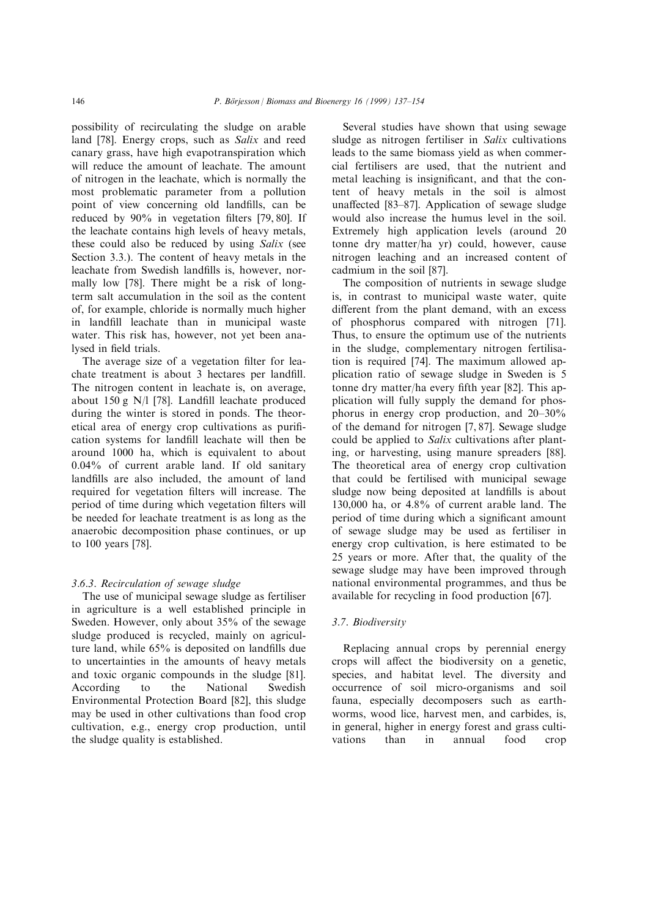possibility of recirculating the sludge on arable land [78]. Energy crops, such as *Salix* and reed canary grass, have high evapotranspiration which will reduce the amount of leachate. The amount of nitrogen in the leachate, which is normally the most problematic parameter from a pollution point of view concerning old landfills, can be reduced by 90% in vegetation filters [79, 80]. If the leachate contains high levels of heavy metals, these could also be reduced by using *Salix* (see Section 3.3.). The content of heavy metals in the leachate from Swedish landfills is, however, normally low [78]. There might be a risk of long-term salt accumulation in the soil as the content of, for example, chloride is normally much higher in landfill leachate than in municipal waste water. This risk has, however, not yet been analysed in field trials.

The average size of a vegetation filter for leachate treatment is about 3 hectares per landfill. The nitrogen content in leachate is, on average, about 150 g N/l [78]. Landfill leachate produced during the winter is stored in ponds. The theoretical area of energy crop cultivations as purification systems for landfill leachate will then be around 1000 ha, which is equivalent to about 0.04% of current arable land. If old sanitary landfills are also included, the amount of land required for vegetation filters will increase. The period of time during which vegetation filters will be needed for leachate treatment is as long as the anaerobic decomposition phase continues, or up to 100 years [78].

#### 3.6.3. Recirculation of sewage sludge

The use of municipal sewage sludge as fertiliser in agriculture is a well established principle in Sweden. However, only about 35% of the sewage sludge produced is recycled, mainly on agriculture land, while 65% is deposited on landfills due to uncertainties in the amounts of heavy metals and toxic organic compounds in the sludge [81]. According to the National Swedish Environmental Protection Board [82], this sludge may be used in other cultivations than food crop cultivation, e.g., energy crop production, until the sludge quality is established.

Several studies have shown that using sewage sludge as nitrogen fertiliser in *Salix* cultivations leads to the same biomass yield as when commercial fertilisers are used, that the nutrient and metal leaching is insignificant, and that the content of heavy metals in the soil is almost unaffected [83–87]. Application of sewage sludge would also increase the humus level in the soil. Extremely high application levels (around 20 tonne dry matter/ha yr) could, however, cause nitrogen leaching and an increased content of cadmium in the soil [87].

The composition of nutrients in sewage sludge is, in contrast to municipal waste water, quite different from the plant demand, with an excess of phosphorus compared with nitrogen [71]. Thus, to ensure the optimum use of the nutrients in the sludge, complementary nitrogen fertilisation is required [74]. The maximum allowed application ratio of sewage sludge in Sweden is 5 tonne dry matter/ha every fifth year [82]. This application will fully supply the demand for phosphorus in energy crop production, and 20–30% of the demand for nitrogen [7, 87]. Sewage sludge could be applied to *Salix* cultivations after planting, or harvesting, using manure spreaders [88]. The theoretical area of energy crop cultivation that could be fertilised with municipal sewage sludge now being deposited at landfills is about 130,000 ha, or 4.8% of current arable land. The period of time during which a significant amount of sewage sludge may be used as fertiliser in energy crop cultivation, is here estimated to be 25 years or more. After that, the quality of the sewage sludge may have been improved through national environmental programmes, and thus be available for recycling in food production [67].

### 3.7. Biodiversity

Replacing annual crops by perennial energy crops will affect the biodiversity on a genetic, species, and habitat level. The diversity and occurrence of soil micro-organisms and soil fauna, especially decomposers such as earthworms, wood lice, harvest men, and carbides, is, in general, higher in energy forest and grass cultivations than in annual food crop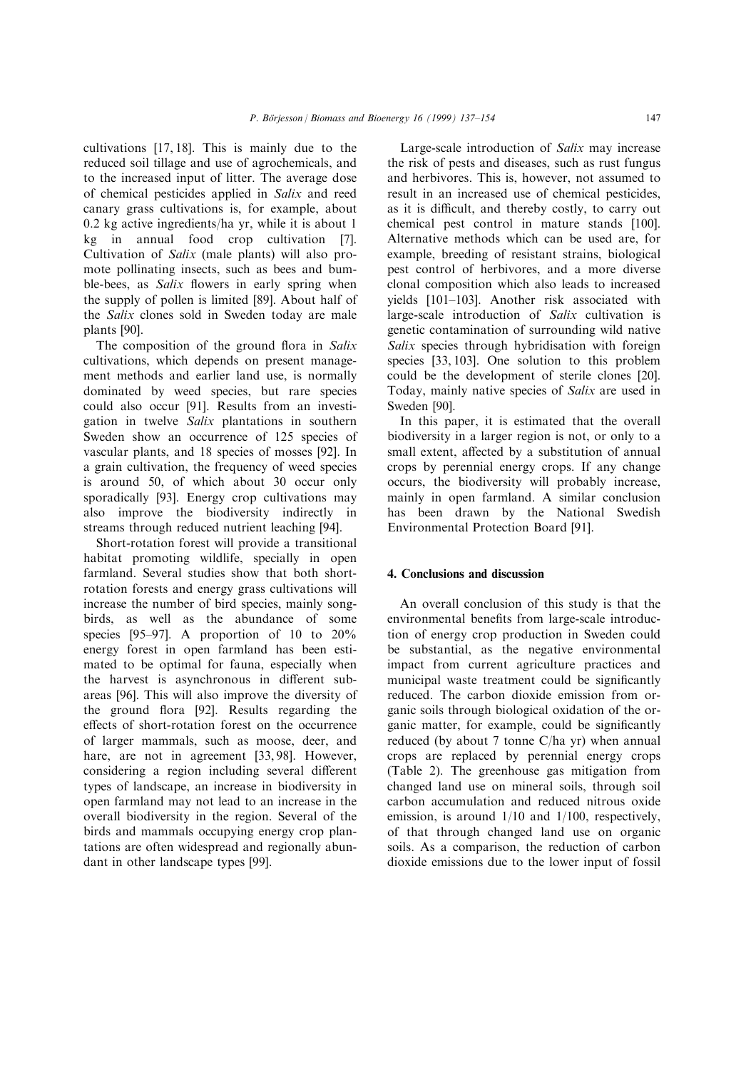cultivations [17, 18]. This is mainly due to the reduced soil tillage and use of agrochemicals, and to the increased input of litter. The average dose of chemical pesticides applied in *Salix* and reed canary grass cultivations is, for example, about 0.2 kg active ingredients/ha yr, while it is about 1 kg in annual food crop cultivation [7]. Cultivation of *Salix* (male plants) will also promote pollinating insects, such as bees and bumble-bees, as *Salix* flowers in early spring when the supply of pollen is limited [89]. About half of the *Salix* clones sold in Sweden today are male plants [90].

The composition of the ground flora in *Salix* cultivations, which depends on present management methods and earlier land use, is normally dominated by weed species, but rare species could also occur [91]. Results from an investigation in twelve *Salix* plantations in southern Sweden show an occurrence of 125 species of vascular plants, and 18 species of mosses [92]. In a grain cultivation, the frequency of weed species is around 50, of which about 30 occur only sporadically [93]. Energy crop cultivations may also improve the biodiversity indirectly in streams through reduced nutrient leaching [94].

Short-rotation forest will provide a transitional habitat promoting wildlife, specially in open farmland. Several studies show that both short-rotation forests and energy grass cultivations will increase the number of bird species, mainly songbirds, as well as the abundance of some species [95–97]. A proportion of 10 to 20% energy forest in open farmland has been estimated to be optimal for fauna, especially when the harvest is asynchronous in different subareas [96]. This will also improve the diversity of the ground flora [92]. Results regarding the effects of short-rotation forest on the occurrence of larger mammals, such as moose, deer, and hare, are not in agreement [33, 98]. However, considering a region including several different types of landscape, an increase in biodiversity in open farmland may not lead to an increase in the overall biodiversity in the region. Several of the birds and mammals occupying energy crop plantations are often widespread and regionally abundant in other landscape types [99].

Large-scale introduction of *Salix* may increase the risk of pests and diseases, such as rust fungus and herbivores. This is, however, not assumed to result in an increased use of chemical pesticides, as it is difficult, and thereby costly, to carry out chemical pest control in mature stands [100]. Alternative methods which can be used are, for example, breeding of resistant strains, biological pest control of herbivores, and a more diverse clonal composition which also leads to increased yields [101–103]. Another risk associated with large-scale introduction of *Salix* cultivation is genetic contamination of surrounding wild native *Salix* species through hybridisation with foreign species [33, 103]. One solution to this problem could be the development of sterile clones [20]. Today, mainly native species of *Salix* are used in Sweden [90].

In this paper, it is estimated that the overall biodiversity in a larger region is not, or only to a small extent, affected by a substitution of annual crops by perennial energy crops. If any change occurs, the biodiversity will probably increase, mainly in open farmland. A similar conclusion has been drawn by the National Swedish Environmental Protection Board [91].

## 4. Conclusions and discussion

An overall conclusion of this study is that the environmental benefits from large-scale introduction of energy crop production in Sweden could be substantial, as the negative environmental impact from current agriculture practices and municipal waste treatment could be significantly reduced. The carbon dioxide emission from organic soils through biological oxidation of the organic matter, for example, could be significantly reduced (by about 7 tonne C/ha yr) when annual crops are replaced by perennial energy crops (Table 2). The greenhouse gas mitigation from changed land use on mineral soils, through soil carbon accumulation and reduced nitrous oxide emission, is around 1/10 and 1/100, respectively, of that through changed land use on organic soils. As a comparison, the reduction of carbon dioxide emissions due to the lower input of fossil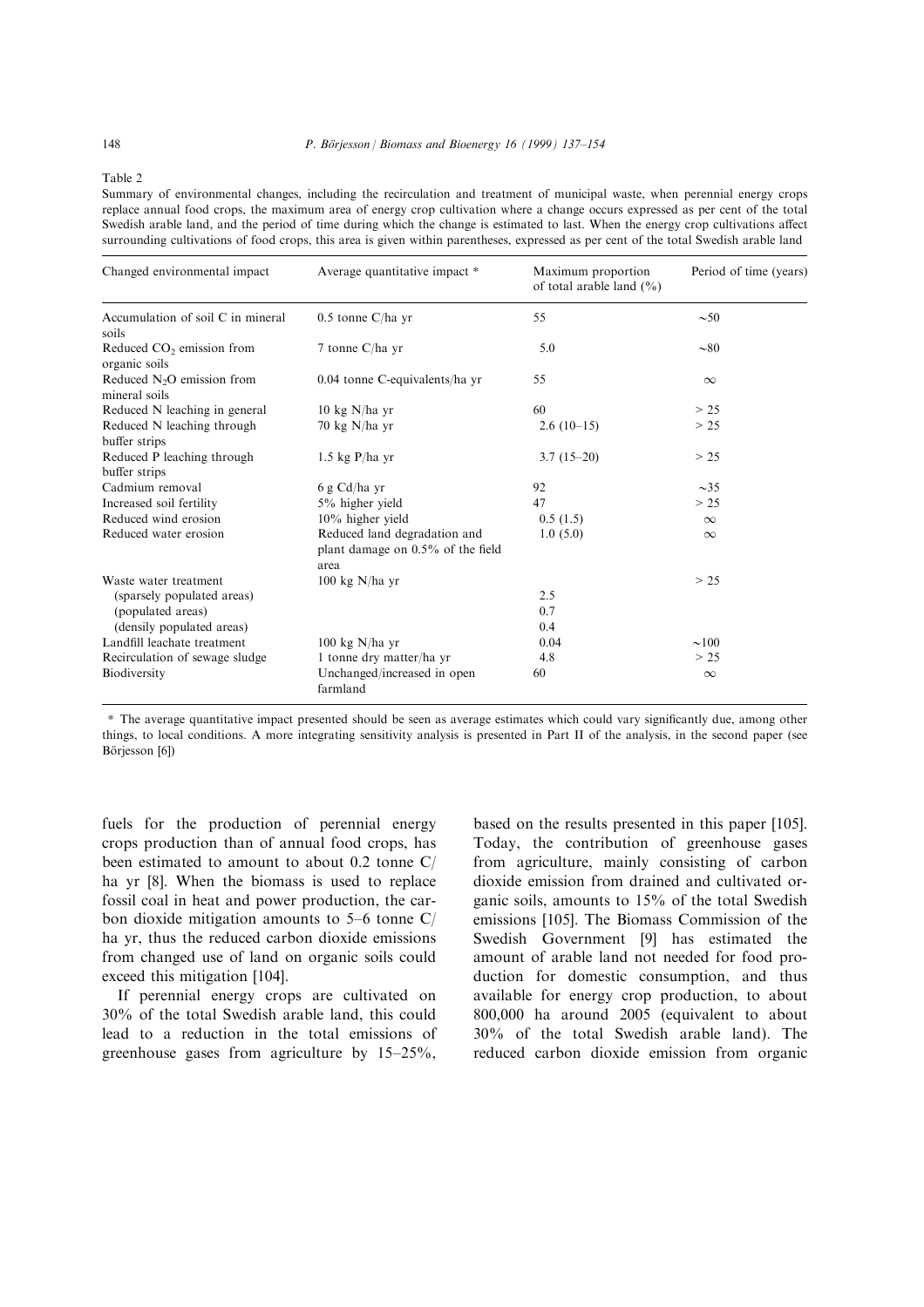Table 2

Summary of environmental changes, including the recirculation and treatment of municipal waste, when perennial energy crops replace annual food crops, the maximum area of energy crop cultivation where a change occurs expressed as per cent of the total Swedish arable land, and the period of time during which the change is estimated to last. When the energy crop cultivations affect surrounding cultivations of food crops, this area is given within parentheses, expressed as per cent of the total Swedish arable land

| Changed environmental impact | Average quantitative impact * | Maximum proportion of total arable land (%) | Period of time (years) |
|---|---|---|---|
| Accumulation of soil C in mineral soils | 0.5 tonne C/ha yr | 55 | ~50 |
| Reduced $CO_2$ emission from organic soils | 7 tonne C/ha yr | 5.0 | ~80 |
| Reduced $N_2O$ emission from mineral soils | 0.04 tonne C-equivalents/ha yr | 55 | ∞ |
| Reduced N leaching in general | 10 kg N/ha yr | 60 | > 25 |
| Reduced N leaching through buffer strips | 70 kg N/ha yr | 2.6 (10–15) | > 25 |
| Reduced P leaching through buffer strips | 1.5 kg P/ha yr | 3.7 (15–20) | > 25 |
| Cadmium removal | 6 g Cd/ha yr | 92 | ~35 |
| Increased soil fertility | 5% higher yield | 47 | > 25 |
| Reduced wind erosion | 10% higher yield | 0.5 (1.5) | ∞ |
| Reduced water erosion | Reduced land degradation and plant damage on 0.5% of the field area | 1.0 (5.0) | ∞ |
| Waste water treatment | 100 kg N/ha yr | | > 25 |
| (sparsely populated areas) | | 2.5 | |
| (populated areas) | | 0.7 | |
| (densily populated areas) | | 0.4 | |
| Landfill leachate treatment | 100 kg N/ha yr | 0.04 | ~100 |
| Recirculation of sewage sludge | 1 tonne dry matter/ha yr | 4.8 | > 25 |
| Biodiversity | Unchanged/increased in open farmland | 60 | ∞ |

* The average quantitative impact presented should be seen as average estimates which could vary significantly due, among other things, to local conditions. A more integrating sensitivity analysis is presented in Part II of the analysis, in the second paper (see Börjesson [6])

fuels for the production of perennial energy crops production than of annual food crops, has been estimated to amount to about 0.2 tonne C/ha yr [8]. When the biomass is used to replace fossil coal in heat and power production, the carbon dioxide mitigation amounts to 5–6 tonne C/ha yr, thus the reduced carbon dioxide emissions from changed use of land on organic soils could exceed this mitigation [104].

If perennial energy crops are cultivated on 30% of the total Swedish arable land, this could lead to a reduction in the total emissions of greenhouse gases from agriculture by 15–25%, based on the results presented in this paper [105]. Today, the contribution of greenhouse gases from agriculture, mainly consisting of carbon dioxide emission from drained and cultivated organic soils, amounts to 15% of the total Swedish emissions [105]. The Biomass Commission of the Swedish Government [9] has estimated the amount of arable land not needed for food production for domestic consumption, and thus available for energy crop production, to about 800,000 ha around 2005 (equivalent to about 30% of the total Swedish arable land). The reduced carbon dioxide emission from organic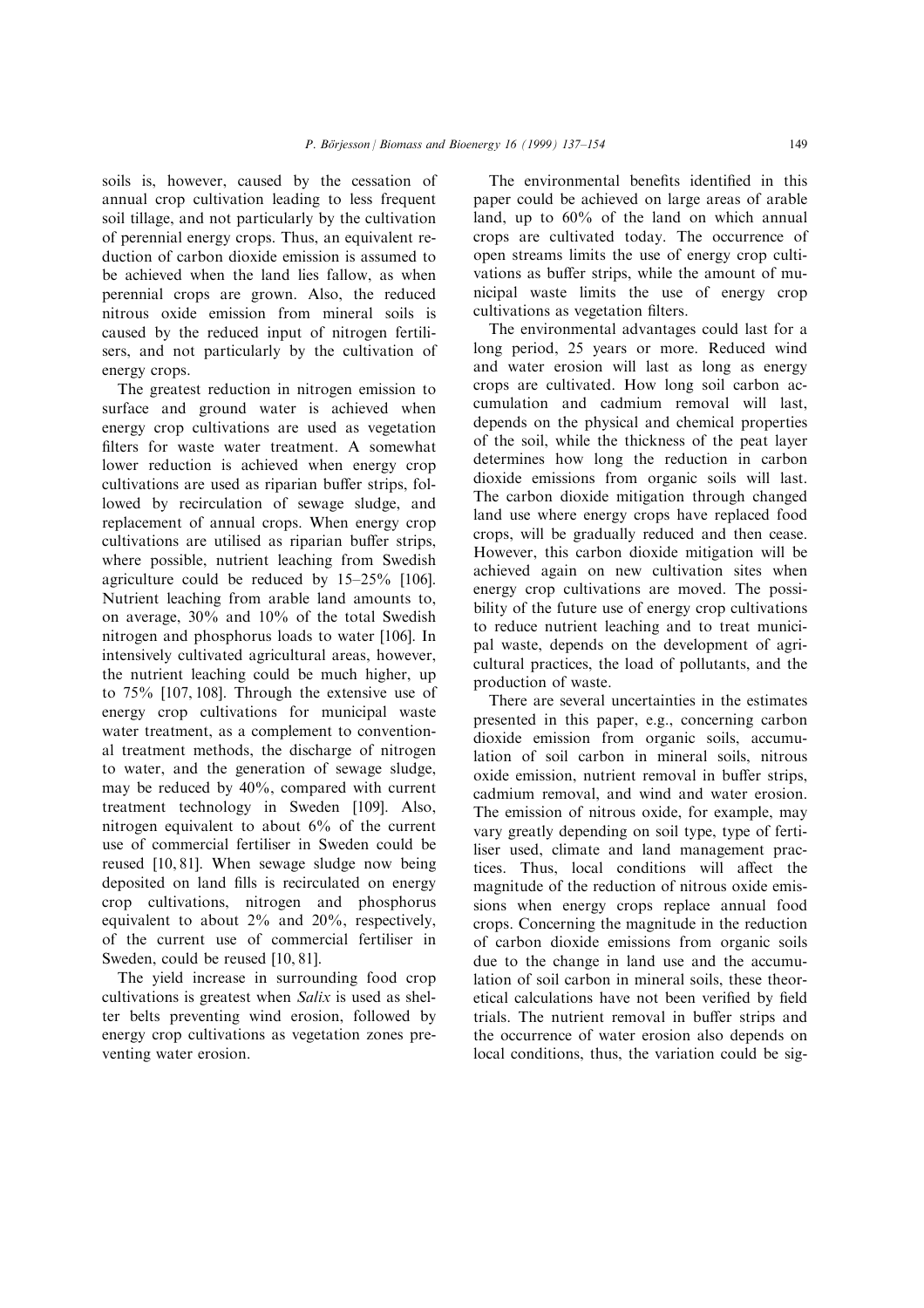soils is, however, caused by the cessation of annual crop cultivation leading to less frequent soil tillage, and not particularly by the cultivation of perennial energy crops. Thus, an equivalent reduction of carbon dioxide emission is assumed to be achieved when the land lies fallow, as when perennial crops are grown. Also, the reduced nitrous oxide emission from mineral soils is caused by the reduced input of nitrogen fertilisers, and not particularly by the cultivation of energy crops.

The greatest reduction in nitrogen emission to surface and ground water is achieved when energy crop cultivations are used as vegetation filters for waste water treatment. A somewhat lower reduction is achieved when energy crop cultivations are used as riparian buffer strips, followed by recirculation of sewage sludge, and replacement of annual crops. When energy crop cultivations are utilised as riparian buffer strips, where possible, nutrient leaching from Swedish agriculture could be reduced by 15–25% [106]. Nutrient leaching from arable land amounts to, on average, 30% and 10% of the total Swedish nitrogen and phosphorus loads to water [106]. In intensively cultivated agricultural areas, however, the nutrient leaching could be much higher, up to 75% [107, 108]. Through the extensive use of energy crop cultivations for municipal waste water treatment, as a complement to conventional treatment methods, the discharge of nitrogen to water, and the generation of sewage sludge, may be reduced by 40%, compared with current treatment technology in Sweden [109]. Also, nitrogen equivalent to about 6% of the current use of commercial fertiliser in Sweden could be reused [10, 81]. When sewage sludge now being deposited on land fills is recirculated on energy crop cultivations, nitrogen and phosphorus equivalent to about 2% and 20%, respectively, of the current use of commercial fertiliser in Sweden, could be reused [10, 81].

The yield increase in surrounding food crop cultivations is greatest when *Salix* is used as shelter belts preventing wind erosion, followed by energy crop cultivations as vegetation zones preventing water erosion.

The environmental benefits identified in this paper could be achieved on large areas of arable land, up to 60% of the land on which annual crops are cultivated today. The occurrence of open streams limits the use of energy crop cultivations as buffer strips, while the amount of municipal waste limits the use of energy crop cultivations as vegetation filters.

The environmental advantages could last for a long period, 25 years or more. Reduced wind and water erosion will last as long as energy crops are cultivated. How long soil carbon accumulation and cadmium removal will last, depends on the physical and chemical properties of the soil, while the thickness of the peat layer determines how long the reduction in carbon dioxide emissions from organic soils will last. The carbon dioxide mitigation through changed land use where energy crops have replaced food crops, will be gradually reduced and then cease. However, this carbon dioxide mitigation will be achieved again on new cultivation sites when energy crop cultivations are moved. The possibility of the future use of energy crop cultivations to reduce nutrient leaching and to treat municipal waste, depends on the development of agricultural practices, the load of pollutants, and the production of waste.

There are several uncertainties in the estimates presented in this paper, e.g., concerning carbon dioxide emission from organic soils, accumulation of soil carbon in mineral soils, nitrous oxide emission, nutrient removal in buffer strips, cadmium removal, and wind and water erosion. The emission of nitrous oxide, for example, may vary greatly depending on soil type, type of fertiliser used, climate and land management practices. Thus, local conditions will affect the magnitude of the reduction of nitrous oxide emissions when energy crops replace annual food crops. Concerning the magnitude in the reduction of carbon dioxide emissions from organic soils due to the change in land use and the accumulation of soil carbon in mineral soils, these theoretical calculations have not been verified by field trials. The nutrient removal in buffer strips and the occurrence of water erosion also depends on local conditions, thus, the variation could be sig-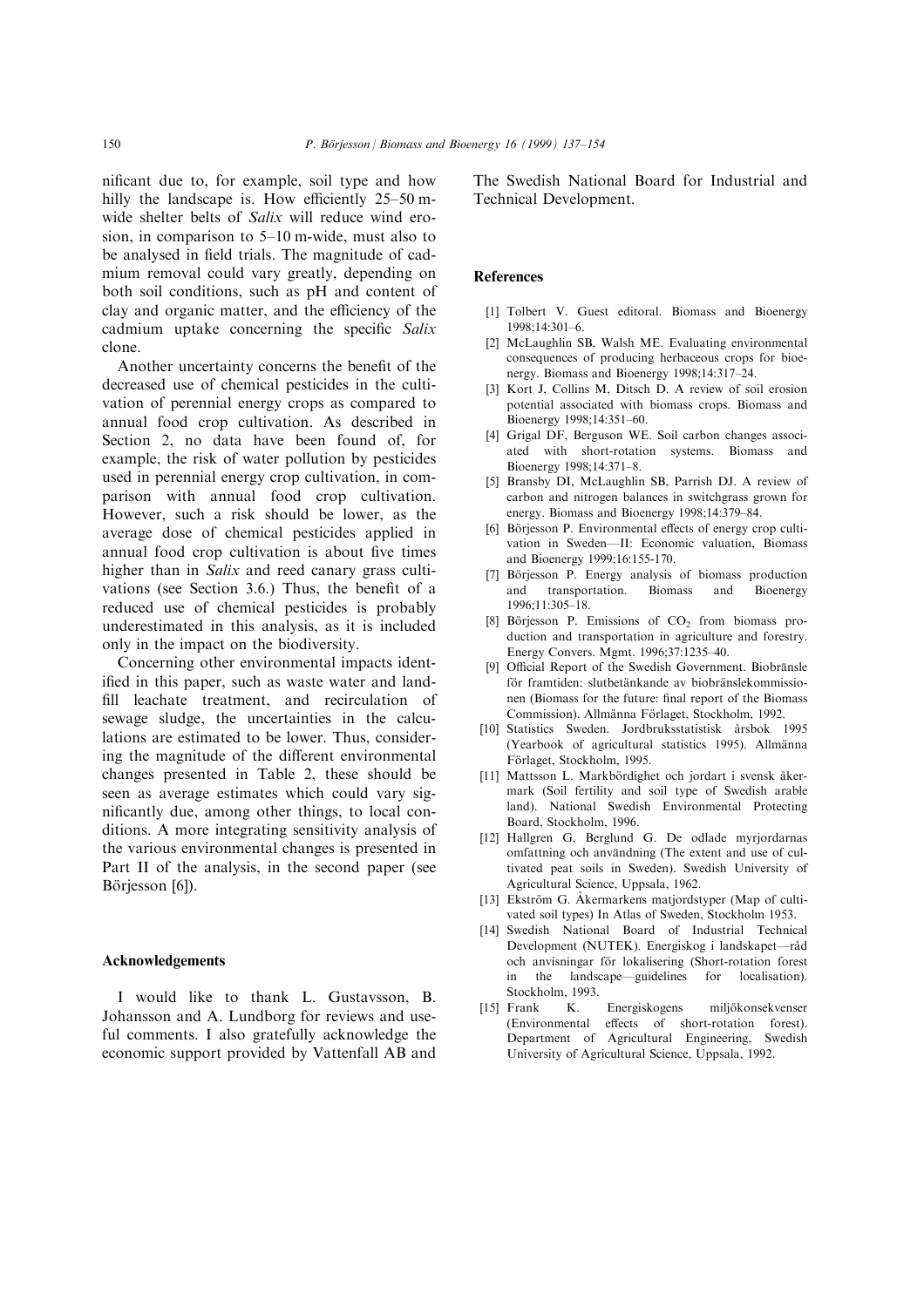nificant due to, for example, soil type and how hilly the landscape is. How efficiently 25–50 m-wide shelter belts of *Salix* will reduce wind erosion, in comparison to 5–10 m-wide, must also to be analysed in field trials. The magnitude of cadmium removal could vary greatly, depending on both soil conditions, such as pH and content of clay and organic matter, and the efficiency of the cadmium uptake concerning the specific *Salix* clone.

Another uncertainty concerns the benefit of the decreased use of chemical pesticides in the cultivation of perennial energy crops as compared to annual food crop cultivation. As described in Section 2, no data have been found of, for example, the risk of water pollution by pesticides used in perennial energy crop cultivation, in comparison with annual food crop cultivation. However, such a risk should be lower, as the average dose of chemical pesticides applied in annual food crop cultivation is about five times higher than in *Salix* and reed canary grass cultivations (see Section 3.6.) Thus, the benefit of a reduced use of chemical pesticides is probably underestimated in this analysis, as it is included only in the impact on the biodiversity.

Concerning other environmental impacts identified in this paper, such as waste water and landfill leachate treatment, and recirculation of sewage sludge, the uncertainties in the calculations are estimated to be lower. Thus, considering the magnitude of the different environmental changes presented in Table 2, these should be seen as average estimates which could vary significantly due, among other things, to local conditions. A more integrating sensitivity analysis of the various environmental changes is presented in Part II of the analysis, in the second paper (see Börjesson [6]).

## Acknowledgements

I would like to thank L. Gustavsson, B. Johansson and A. Lundborg for reviews and useful comments. I also gratefully acknowledge the economic support provided by Vattenfall AB and The Swedish National Board for Industrial and Technical Development.

## References

[1] Tolbert V. Guest editoral. Biomass and Bioenergy 1998;14:301–6.

[2] McLaughlin SB, Walsh ME. Evaluating environmental consequences of producing herbaceous crops for bioenergy. Biomass and Bioenergy 1998;14:317–24.

[3] Kort J, Collins M, Ditsch D. A review of soil erosion potential associated with biomass crops. Biomass and Bioenergy 1998;14:351–60.

[4] Grigal DF, Berguson WE. Soil carbon changes associated with short-rotation systems. Biomass and Bioenergy 1998;14:371–8.

[5] Bransby DI, McLaughlin SB, Parrish DJ. A review of carbon and nitrogen balances in switchgrass grown for energy. Biomass and Bioenergy 1998;14:379–84.

[6] Börjesson P. Environmental effects of energy crop cultivation in Sweden—II: Economic valuation, Biomass and Bioenergy 1999;16:155-170.

[7] Börjesson P. Energy analysis of biomass production and transportation. Biomass and Bioenergy 1996;11:305–18.

[8] Börjesson P. Emissions of $CO_2$ from biomass production and transportation in agriculture and forestry. Energy Convers. Mgmt. 1996;37:1235–40.

[9] Official Report of the Swedish Government. Biobränsle för framtiden: slutbetänkande av biobränslekommissionen (Biomass for the future: final report of the Biomass Commission). Allmänna Förlaget, Stockholm, 1992.

[10] Statistics Sweden. Jordbruksstatistisk årsbok 1995 (Yearbook of agricultural statistics 1995). Allmänna Förlaget, Stockholm, 1995.

[11] Mattsson L. Markbördighet och jordart i svensk åkermark (Soil fertility and soil type of Swedish arable land). National Swedish Environmental Protecting Board, Stockholm, 1996.

[12] Hallgren G, Berglund G. De odlade myrjordarnas omfattning och användning (The extent and use of cultivated peat soils in Sweden). Swedish University of Agricultural Science, Uppsala, 1962.

[13] Ekström G. Åkermarkens matjordstyper (Map of cultivated soil types) In Atlas of Sweden, Stockholm 1953.

[14] Swedish National Board of Industrial Technical Development (NUTEK). Energiskog i landskapet—råd och anvisningar för lokalisering (Short-rotation forest in the landscape—guidelines for localisation). Stockholm, 1993.

[15] Frank K. Energiskogens miljökonsekvenser (Environmental effects of short-rotation forest). Department of Agricultural Engineering, Swedish University of Agricultural Science, Uppsala, 1992.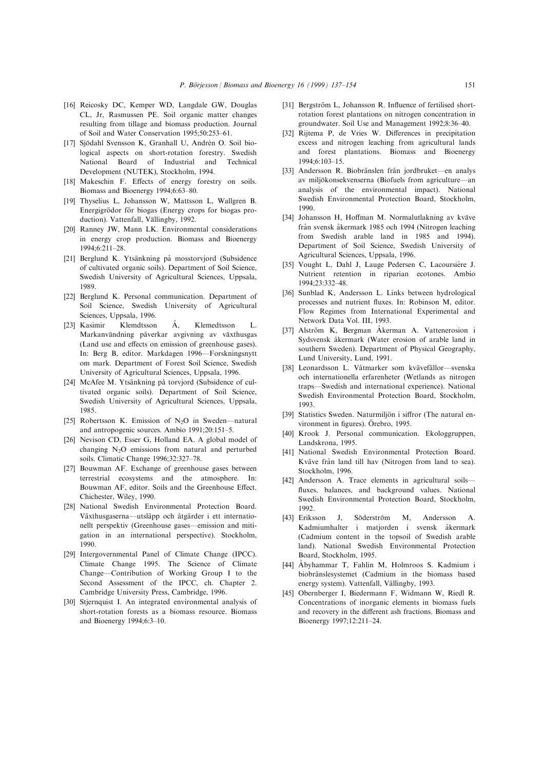[16] Reicosky DC, Kemper WD, Langdale GW, Douglas CL, Jr, Rasmussen PE. Soil organic matter changes resulting from tillage and biomass production. Journal of Soil and Water Conservation 1995;50:253–61.

[17] Sjödahl Svensson K, Granhall U, Andrén O. Soil biological aspects on short-rotation forestry. Swedish National Board of Industrial and Technical Development (NUTEK), Stockholm, 1994.

[18] Makeschin F. Effects of energy forestry on soils. Biomass and Bioenergy 1994;6:63–80.

[19] Thyselius L, Johansson W, Mattsson L, Wallgren B. Energigrödor för biogas (Energy crops for biogas production). Vattenfall, Vällingby, 1992.

[20] Ranney JW, Mann LK. Environmental considerations in energy crop production. Biomass and Bioenergy 1994;6:211–28.

[21] Berglund K. Ytsänkning på mosstorvjord (Subsidence of cultivated organic soils). Department of Soil Science, Swedish University of Agricultural Sciences, Uppsala, 1989.

[22] Berglund K. Personal communication. Department of Soil Science, Swedish University of Agricultural Sciences, Uppsala, 1996.

[23] Kasimir Klemdtsson Å, Klemedtsson L. Markanvändning påverkar avgivning av växthusgas (Land use and effects on emission of greenhouse gases). In: Berg B, editor. Markdagen 1996—Forskningsnytt om mark. Department of Forest Soil Science, Swedish University of Agricultural Sciences, Uppsala, 1996.

[24] McAfee M. Ytsänkning på torvjord (Subsidence of cultivated organic soils). Department of Soil Science, Swedish University of Agricultural Sciences, Uppsala, 1985.

[25] Robertsson K. Emission of $N_2O$ in Sweden—natural and antropogenic sources. Ambio 1991;20:151–5.

[26] Nevison CD, Esser G, Holland EA. A global model of changing $N_2O$ emissions from natural and perturbed soils. Climatic Change 1996;32:327–78.

[27] Bouwman AF. Exchange of greenhouse gases between terrestrial ecosystems and the atmosphere. In: Bouwman AF, editor. Soils and the Greenhouse Effect. Chichester, Wiley, 1990.

[28] National Swedish Environmental Protection Board. Växthusgaserna—utsläpp och åtgärder i ett internationellt perspektiv (Greenhouse gases—emission and mitigation in an international perspective). Stockholm, 1990.

[29] Intergovernmental Panel of Climate Change (IPCC). Climate Change 1995. The Science of Climate Change—Contribution of Working Group I to the Second Assessment of the IPCC, ch. Chapter 2. Cambridge University Press, Cambridge, 1996.

[30] Stjernquist I. An integrated environmental analysis of short-rotation forests as a biomass resource. Biomass and Bioenergy 1994;6:3–10.

[31] Bergström L, Johansson R. Influence of fertilised short-rotation forest plantations on nitrogen concentration in groundwater. Soil Use and Management 1992;8:36–40.

[32] Rijtema P, de Vries W. Differences in precipitation excess and nitrogen leaching from agricultural lands and forest plantations. Biomass and Bioenergy 1994;6:103–15.

[33] Andersson R. Biobränslen från jordbruket—en analys av miljökonsekvenserna (Biofuels from agriculture—an analysis of the environmental impact). National Swedish Environmental Protection Board, Stockholm, 1990.

[34] Johansson H, Hoffman M. Normalutlakning av kväve från svensk åkermark 1985 och 1994 (Nitrogen leaching from Swedish arable land in 1985 and 1994). Department of Soil Science, Swedish University of Agricultural Sciences, Uppsala, 1996.

[35] Vought L, Dahl J, Lauge Pedersen C, Lacoursiére J. Nutrient retention in riparian ecotones. Ambio 1994;23:332–48.

[36] Sunblad K, Andersson L. Links between hydrological processes and nutrient fluxes. In: Robinson M, editor. Flow Regimes from International Experimental and Network Data Vol. III, 1993.

[37] Alström K, Bergman Åkerman A. Vattenerosion i Sydsvensk åkermark (Water erosion of arable land in southern Sweden). Department of Physical Geography, Lund University, Lund, 1991.

[38] Leonardsson L. Våtmarker som kvävefällor—svenska och internationella erfarenheter (Wetlands as nitrogen traps—Swedish and international experience). National Swedish Environmental Protection Board, Stockholm, 1993.

[39] Statistics Sweden. Naturmiljön i siffror (The natural environment in figures). Örebro, 1995.

[40] Krook J. Personal communication. Ekologgruppen, Landskrona, 1995.

[41] National Swedish Environmental Protection Board. Kväve från land till hav (Nitrogen from land to sea). Stockholm, 1996.

[42] Andersson A. Trace elements in agricultural soils—fluxes, balances, and background values. National Swedish Environmental Protection Board, Stockholm, 1992.

[43] Eriksson J, Söderström M, Andersson A. Kadmiumhalter i matjorden i svensk åkermark (Cadmium content in the topsoil of Swedish arable land). National Swedish Environmental Protection Board, Stockholm, 1995.

[44] Åbyhammar T, Fahlin M, Holmroos S. Kadmium i biobränslesystemet (Cadmium in the biomass based energy system). Vattenfall, Vällingby, 1993.

[45] Obernberger I, Biedermann F, Widmann W, Riedl R. Concentrations of inorganic elements in biomass fuels and recovery in the different ash fractions. Biomass and Bioenergy 1997;12:211–24.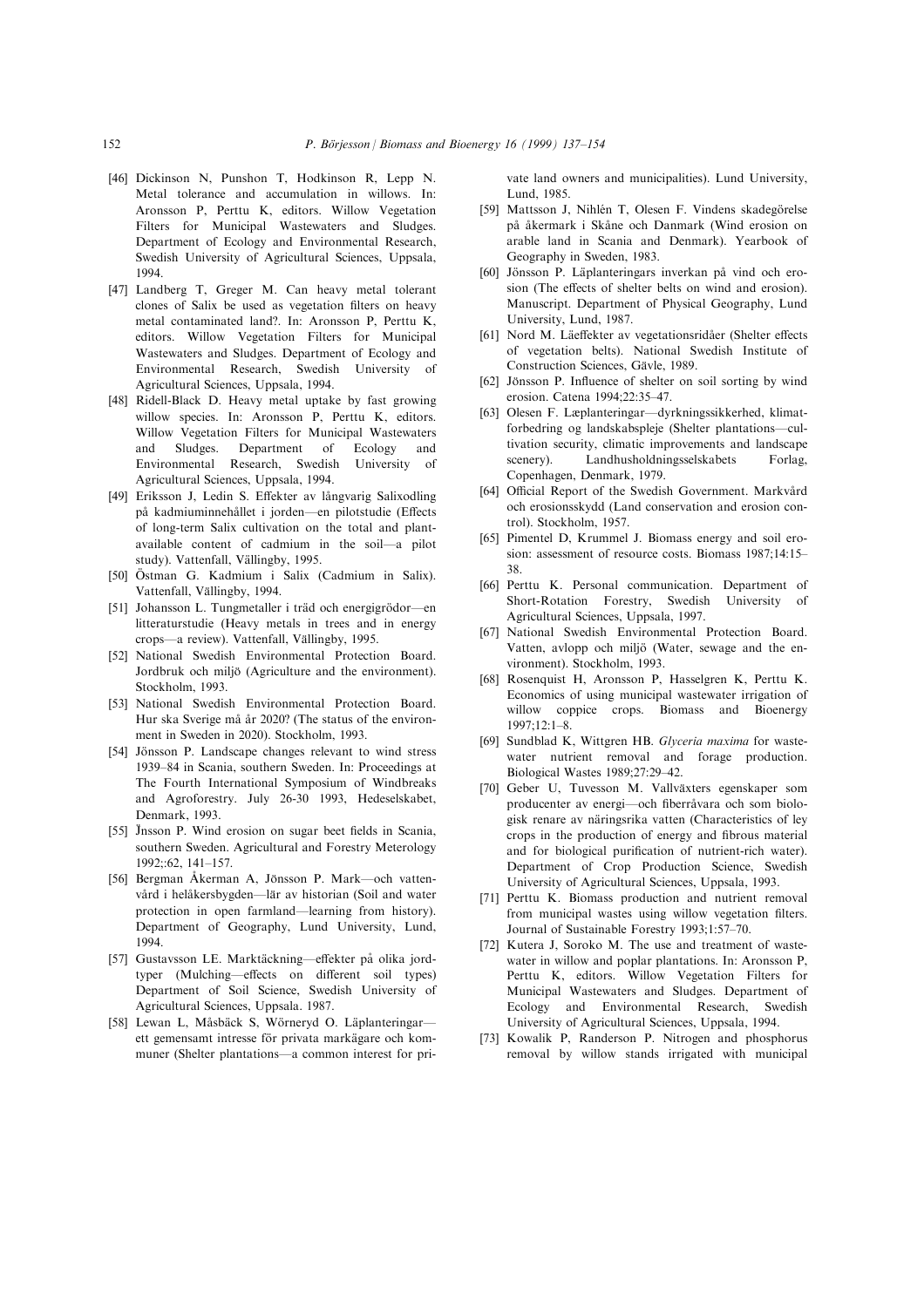[46] Dickinson N, Punshon T, Hodkinson R, Lepp N. Metal tolerance and accumulation in willows. In: Aronsson P, Perttu K, editors. Willow Vegetation Filters for Municipal Wastewaters and Sludges. Department of Ecology and Environmental Research, Swedish University of Agricultural Sciences, Uppsala, 1994.

[47] Landberg T, Greger M. Can heavy metal tolerant clones of Salix be used as vegetation filters on heavy metal contaminated land?. In: Aronsson P, Perttu K, editors. Willow Vegetation Filters for Municipal Wastewaters and Sludges. Department of Ecology and Environmental Research, Swedish University of Agricultural Sciences, Uppsala, 1994.

[48] Ridell-Black D. Heavy metal uptake by fast growing willow species. In: Aronsson P, Perttu K, editors. Willow Vegetation Filters for Municipal Wastewaters and Sludges. Department of Ecology and Environmental Research, Swedish University of Agricultural Sciences, Uppsala, 1994.

[49] Eriksson J, Ledin S. Effekter av långvarig Salixodling på kadmiuminnehållet i jorden—en pilotstudie (Effects of long-term Salix cultivation on the total and plant-available content of cadmium in the soil—a pilot study). Vattenfall, Vällingby, 1995.

[50] Östman G. Kadmium i Salix (Cadmium in Salix). Vattenfall, Vällingby, 1994.

[51] Johansson L. Tungmetaller i träd och energigrödor—en litteraturstudie (Heavy metals in trees and in energy crops—a review). Vattenfall, Vällingby, 1995.

[52] National Swedish Environmental Protection Board. Jordbruk och miljö (Agriculture and the environment). Stockholm, 1993.

[53] National Swedish Environmental Protection Board. Hur ska Sverige må år 2020? (The status of the environment in Sweden in 2020). Stockholm, 1993.

[54] Jönsson P. Landscape changes relevant to wind stress 1939–84 in Scania, southern Sweden. In: Proceedings at The Fourth International Symposium of Windbreaks and Agroforestry. July 26-30 1993, Hedeselskabet, Denmark, 1993.

[55] J̈nsson P. Wind erosion on sugar beet fields in Scania, southern Sweden. Agricultural and Forestry Meterology 1992;:62, 141–157.

[56] Bergman Åkerman A, Jönsson P. Mark—och vattenvård i helåkersbygden—lär av historian (Soil and water protection in open farmland—learning from history). Department of Geography, Lund University, Lund, 1994.

[57] Gustavsson LE. Marktäckning—effekter på olika jordtyper (Mulching—effects on different soil types) Department of Soil Science, Swedish University of Agricultural Sciences, Uppsala. 1987.

[58] Lewan L, Måsbäck S, Wörneryd O. Läplanteringar—ett gemensamt intresse för privata markägare och kommuner (Shelter plantations—a common interest for private land owners and municipalities). Lund University, Lund, 1985.

[59] Mattsson J, Nihlén T, Olesen F. Vindens skadegörelse på åkermark i Skåne och Danmark (Wind erosion on arable land in Scania and Denmark). Yearbook of Geography in Sweden, 1983.

[60] Jönsson P. Läplanteringars inverkan på vind och erosion (The effects of shelter belts on wind and erosion). Manuscript. Department of Physical Geography, Lund University, Lund, 1987.

[61] Nord M. Läeffekter av vegetationsridåer (Shelter effects of vegetation belts). National Swedish Institute of Construction Sciences, Gävle, 1989.

[62] Jönsson P. Influence of shelter on soil sorting by wind erosion. Catena 1994;22:35–47.

[63] Olesen F. Læplanteringer—dyrkningssikkerhed, klimatforbedring og landskabspleje (Shelter plantations—cultivation security, climatic improvements and landscape scenery). Landhusholdningsselskabets Forlag, Copenhagen, Denmark, 1979.

[64] Official Report of the Swedish Government. Markvård och erosionsskydd (Land conservation and erosion control). Stockholm, 1957.

[65] Pimentel D, Krummel J. Biomass energy and soil erosion: assessment of resource costs. Biomass 1987;14:15–38.

[66] Perttu K. Personal communication. Department of Short-Rotation Forestry, Swedish University of Agricultural Sciences, Uppsala, 1997.

[67] National Swedish Environmental Protection Board. Vatten, avlopp och miljö (Water, sewage and the environment). Stockholm, 1993.

[68] Rosenquist H, Aronsson P, Hasselgren K, Perttu K. Economics of using municipal wastewater irrigation of willow coppice crops. Biomass and Bioenergy 1997;12:1–8.

[69] Sundblad K, Wittgren HB. *Glyceria maxima* for wastewater nutrient removal and forage production. Biological Wastes 1989;27:29–42.

[70] Geber U, Tuvesson M. Vallväxters egenskaper som producenter av energi—och fiberråvara och som biologisk renare av näringsrika vatten (Characteristics of ley crops in the production of energy and fibrous material and for biological purification of nutrient-rich water). Department of Crop Production Science, Swedish University of Agricultural Sciences, Uppsala, 1993.

[71] Perttu K. Biomass production and nutrient removal from municipal wastes using willow vegetation filters. Journal of Sustainable Forestry 1993;1:57–70.

[72] Kutera J, Soroko M. The use and treatment of wastewater in willow and poplar plantations. In: Aronsson P, Perttu K, editors. Willow Vegetation Filters for Municipal Wastewaters and Sludges. Department of Ecology and Environmental Research, Swedish University of Agricultural Sciences, Uppsala, 1994.

[73] Kowalik P, Randerson P. Nitrogen and phosphorus removal by willow stands irrigated with municipal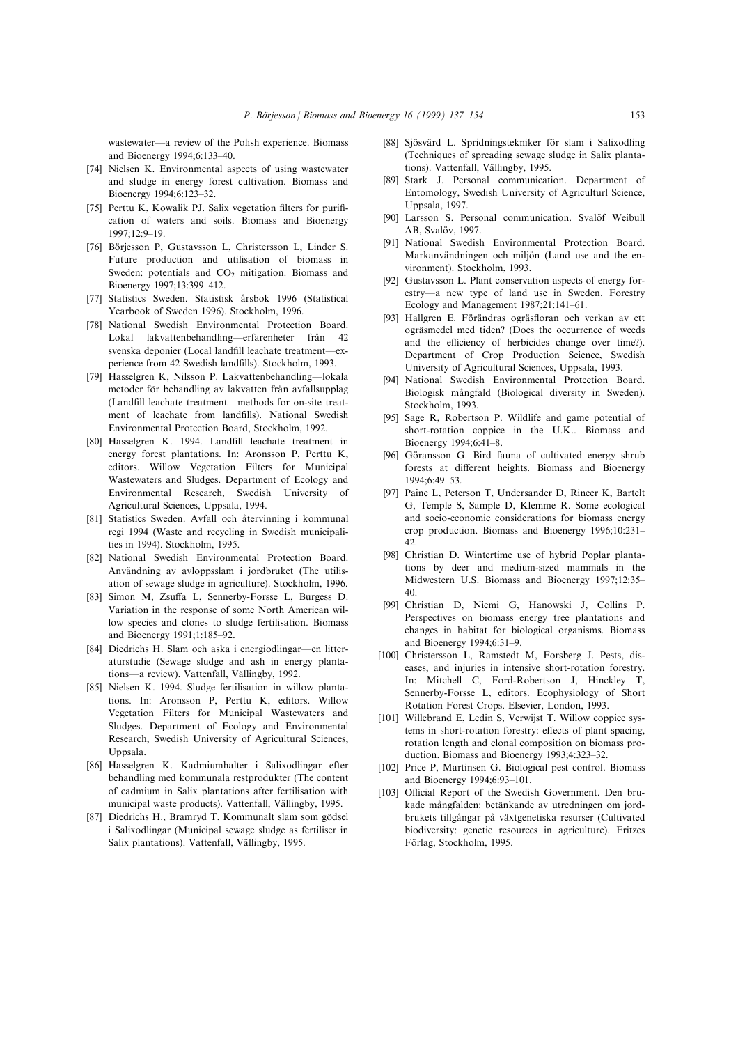wastewater—a review of the Polish experience. Biomass and Bioenergy 1994;6:133–40.

[74] Nielsen K. Environmental aspects of using wastewater and sludge in energy forest cultivation. Biomass and Bioenergy 1994;6:123–32.

[75] Perttu K, Kowalik PJ. Salix vegetation filters for purification of waters and soils. Biomass and Bioenergy 1997;12:9–19.

[76] Börjesson P, Gustavsson L, Christersson L, Linder S. Future production and utilisation of biomass in Sweden: potentials and $CO_2$ mitigation. Biomass and Bioenergy 1997;13:399–412.

[77] Statistics Sweden. Statistisk årsbok 1996 (Statistical Yearbook of Sweden 1996). Stockholm, 1996.

[78] National Swedish Environmental Protection Board. Lokal lakvattenbehandling—erfarenheter från 42 svenska deponier (Local landfill leachate treatment—experience from 42 Swedish landfills). Stockholm, 1993.

[79] Hasselgren K, Nilsson P. Lakvattenbehandling—lokala metoder för behandling av lakvatten från avfallsupplag (Landfill leachate treatment—methods for on-site treatment of leachate from landfills). National Swedish Environmental Protection Board, Stockholm, 1992.

[80] Hasselgren K. 1994. Landfill leachate treatment in energy forest plantations. In: Aronsson P, Perttu K, editors. Willow Vegetation Filters for Municipal Wastewaters and Sludges. Department of Ecology and Environmental Research, Swedish University of Agricultural Sciences, Uppsala, 1994.

[81] Statistics Sweden. Avfall och återvinning i kommunal regi 1994 (Waste and recycling in Swedish municipalities in 1994). Stockholm, 1995.

[82] National Swedish Environmental Protection Board. Användning av avloppsslam i jordbruket (The utilisation of sewage sludge in agriculture). Stockholm, 1996.

[83] Simon M, Zsuffa L, Sennerby-Forsse L, Burgess D. Variation in the response of some North American willow species and clones to sludge fertilisation. Biomass and Bioenergy 1991;1:185–92.

[84] Diedrichs H. Slam och aska i energiodlingar—en litteraturstudie (Sewage sludge and ash in energy plantations—a review). Vattenfall, Vällingby, 1992.

[85] Nielsen K. 1994. Sludge fertilisation in willow plantations. In: Aronsson P, Perttu K, editors. Willow Vegetation Filters for Municipal Wastewaters and Sludges. Department of Ecology and Environmental Research, Swedish University of Agricultural Sciences, Uppsala.

[86] Hasselgren K. Kadmiumhalter i Salixodlingar efter behandling med kommunala restprodukter (The content of cadmium in Salix plantations after fertilisation with municipal waste products). Vattenfall, Vällingby, 1995.

[87] Diedrichs H., Bramryd T. Kommunalt slam som gödsel i Salixodlingar (Municipal sewage sludge as fertiliser in Salix plantations). Vattenfall, Vällingby, 1995.

[88] Sjösvärd L. Spridningstekniker för slam i Salixodling (Techniques of spreading sewage sludge in Salix plantations). Vattenfall, Vällingby, 1995.

[89] Stark J. Personal communication. Department of Entomology, Swedish University of Agriculturl Science, Uppsala, 1997.

[90] Larsson S. Personal communication. Svalöf Weibull AB, Svalöv, 1997.

[91] National Swedish Environmental Protection Board. Markanvändningen och miljön (Land use and the environment). Stockholm, 1993.

[92] Gustavsson L. Plant conservation aspects of energy forestry—a new type of land use in Sweden. Forestry Ecology and Management 1987;21:141–61.

[93] Hallgren E. Förändras ogräsfloran och verkan av ett ogräsmedel med tiden? (Does the occurrence of weeds and the efficiency of herbicides change over time?). Department of Crop Production Science, Swedish University of Agricultural Sciences, Uppsala, 1993.

[94] National Swedish Environmental Protection Board. Biologisk mångfald (Biological diversity in Sweden). Stockholm, 1993.

[95] Sage R, Robertson P. Wildlife and game potential of short-rotation coppice in the U.K.. Biomass and Bioenergy 1994;6:41–8.

[96] Göransson G. Bird fauna of cultivated energy shrub forests at different heights. Biomass and Bioenergy 1994;6:49–53.

[97] Paine L, Peterson T, Undersander D, Rineer K, Bartelt G, Temple S, Sample D, Klemme R. Some ecological and socio-economic considerations for biomass energy crop production. Biomass and Bioenergy 1996;10:231–42.

[98] Christian D. Wintertime use of hybrid Poplar plantations by deer and medium-sized mammals in the Midwestern U.S. Biomass and Bioenergy 1997;12:35–40.

[99] Christian D, Niemi G, Hanowski J, Collins P. Perspectives on biomass energy tree plantations and changes in habitat for biological organisms. Biomass and Bioenergy 1994;6:31–9.

[100] Christersson L, Ramstedt M, Forsberg J. Pests, diseases, and injuries in intensive short-rotation forestry. In: Mitchell C, Ford-Robertson J, Hinckley T, Sennerby-Forsse L, editors. Ecophysiology of Short Rotation Forest Crops. Elsevier, London, 1993.

[101] Willebrand E, Ledin S, Verwijst T. Willow coppice systems in short-rotation forestry: effects of plant spacing, rotation length and clonal composition on biomass production. Biomass and Bioenergy 1993;4:323–32.

[102] Price P, Martinsen G. Biological pest control. Biomass and Bioenergy 1994;6:93–101.

[103] Official Report of the Swedish Government. Den brukade mångfalden: betänkande av utredningen om jordbrukets tillgångar på växtgenetiska resurser (Cultivated biodiversity: genetic resources in agriculture). Fritzes Förlag, Stockholm, 1995.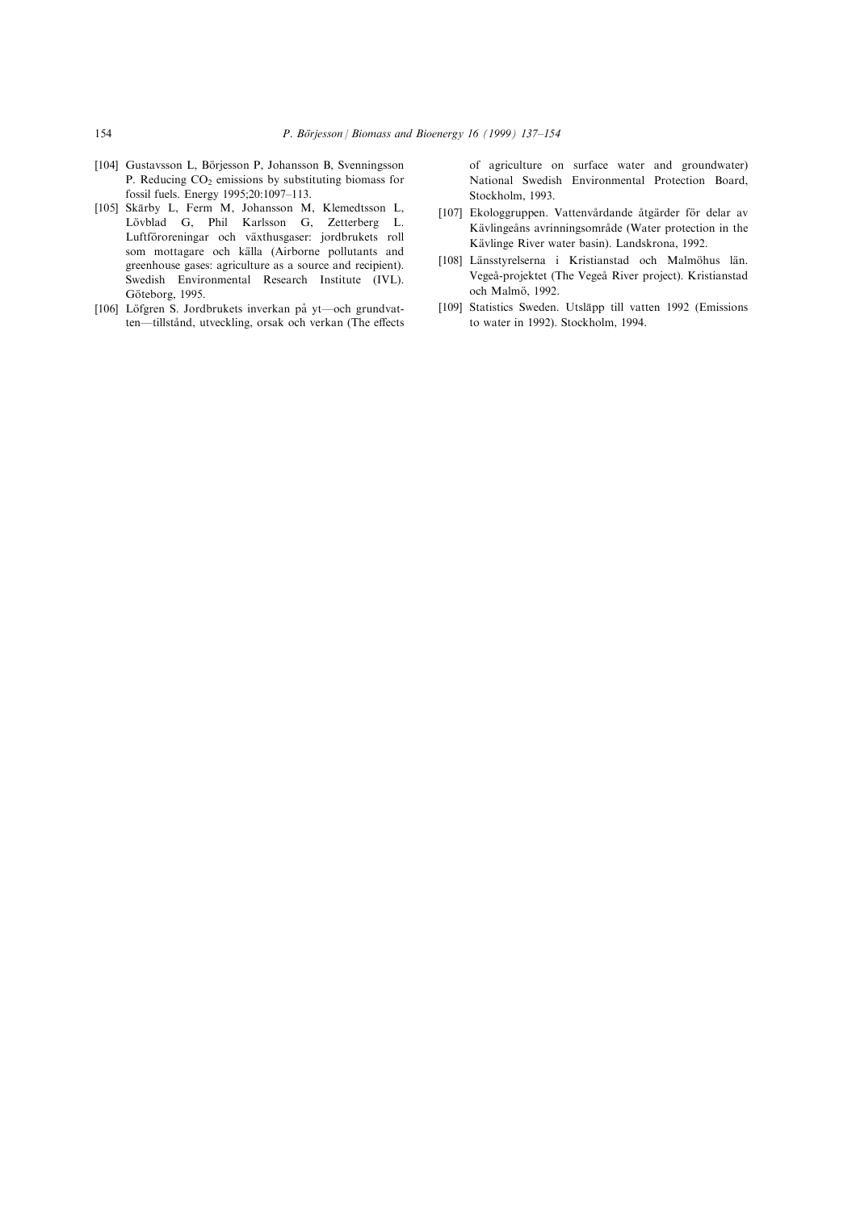[104] Gustavsson L, Börjesson P, Johansson B, Svenningsson P. Reducing $CO_2$ emissions by substituting biomass for fossil fuels. Energy 1995;20:1097–113.

[105] Skärby L, Ferm M, Johansson M, Klemedtsson L, Lövblad G, Phil Karlsson G, Zetterberg L. Luftföroreningar och växthusgaser: jordbrukets roll som mottagare och källa (Airborne pollutants and greenhouse gases: agriculture as a source and recipient). Swedish Environmental Research Institute (IVL). Göteborg, 1995.

[106] Löfgren S. Jordbrukets inverkan på yt—och grundvatten—tillstånd, utveckling, orsak och verkan (The effects of agriculture on surface water and groundwater) National Swedish Environmental Protection Board, Stockholm, 1993.

[107] Ekologgruppen. Vattenvårdande åtgärder för delar av Kävlingeåns avrinningsområde (Water protection in the Kävlinge River water basin). Landskrona, 1992.

[108] Länsstyrelserna i Kristianstad och Malmöhus län. Vegeå-projektet (The Vegeå River project). Kristianstad och Malmö, 1992.

[109] Statistics Sweden. Utsläpp till vatten 1992 (Emissions to water in 1992). Stockholm, 1994.